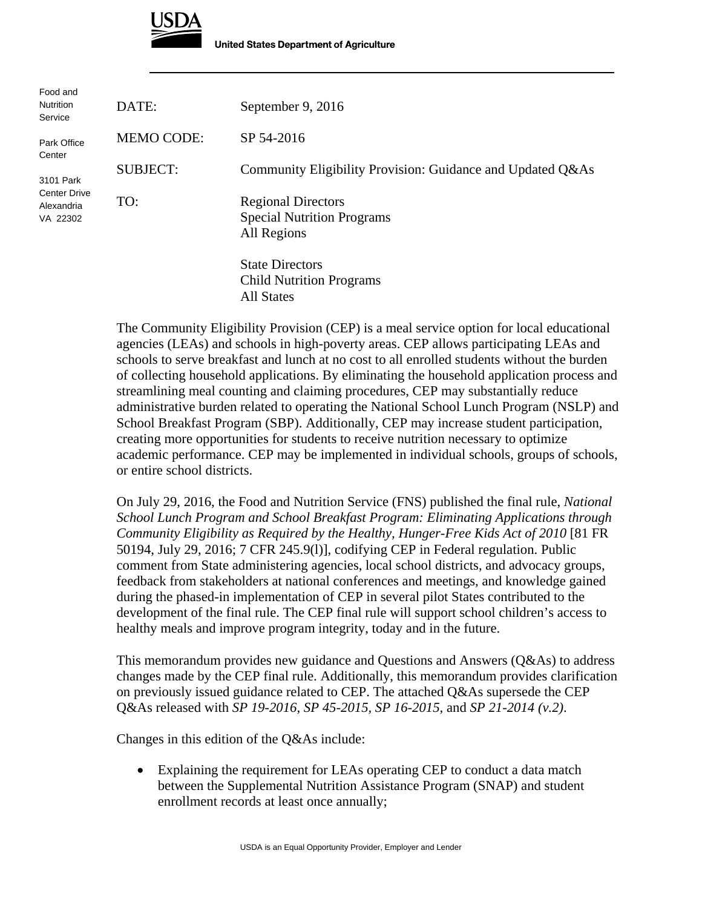USDA

**United States Department of Agriculture**

Food and Nutrition Service

Park Office Center

3101 Park Center Drive
Alexandria
VA 22302

| | |
|---|---|
| DATE: | September 9, 2016 |
| MEMO CODE: | SP 54-2016 |
| SUBJECT: | Community Eligibility Provision: Guidance and Updated Q&As |
| TO: | Regional Directors<br>Special Nutrition Programs<br>All Regions<br><br>State Directors<br>Child Nutrition Programs<br>All States |

The Community Eligibility Provision (CEP) is a meal service option for local educational agencies (LEAs) and schools in high-poverty areas. CEP allows participating LEAs and schools to serve breakfast and lunch at no cost to all enrolled students without the burden of collecting household applications. By eliminating the household application process and streamlining meal counting and claiming procedures, CEP may substantially reduce administrative burden related to operating the National School Lunch Program (NSLP) and School Breakfast Program (SBP). Additionally, CEP may increase student participation, creating more opportunities for students to receive nutrition necessary to optimize academic performance. CEP may be implemented in individual schools, groups of schools, or entire school districts.

On July 29, 2016, the Food and Nutrition Service (FNS) published the final rule, *National School Lunch Program and School Breakfast Program: Eliminating Applications through Community Eligibility as Required by the Healthy, Hunger-Free Kids Act of 2010* [81 FR 50194, July 29, 2016; 7 CFR 245.9(l)], codifying CEP in Federal regulation. Public comment from State administering agencies, local school districts, and advocacy groups, feedback from stakeholders at national conferences and meetings, and knowledge gained during the phased-in implementation of CEP in several pilot States contributed to the development of the final rule. The CEP final rule will support school children's access to healthy meals and improve program integrity, today and in the future.

This memorandum provides new guidance and Questions and Answers (Q&As) to address changes made by the CEP final rule. Additionally, this memorandum provides clarification on previously issued guidance related to CEP. The attached Q&As supersede the CEP Q&As released with *SP 19-2016*, *SP 45-2015*, *SP 16-2015*, and *SP 21-2014 (v.2)*.

Changes in this edition of the Q&As include:

- Explaining the requirement for LEAs operating CEP to conduct a data match between the Supplemental Nutrition Assistance Program (SNAP) and student enrollment records at least once annually;

USDA is an Equal Opportunity Provider, Employer and Lender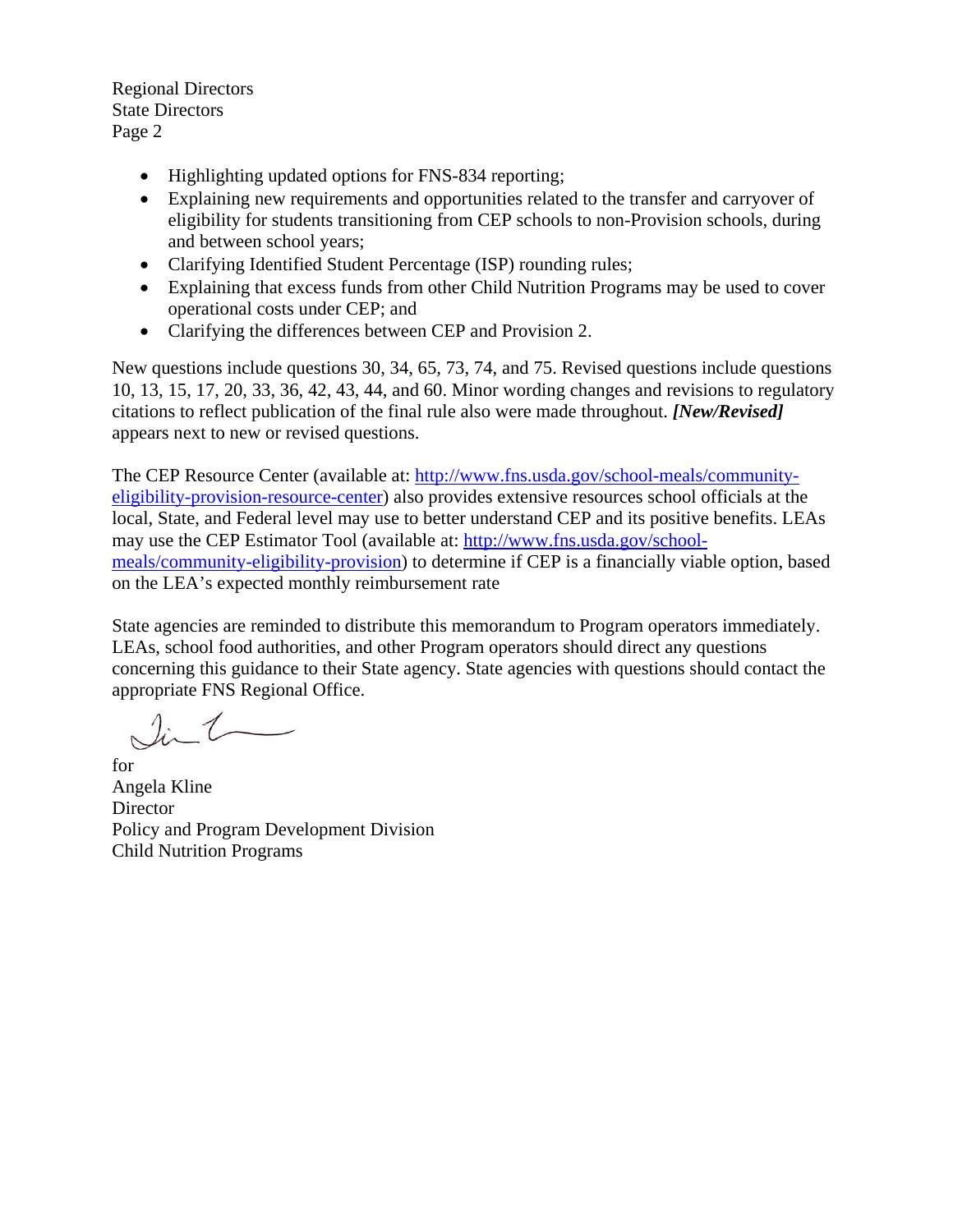- Highlighting updated options for FNS-834 reporting;
- Explaining new requirements and opportunities related to the transfer and carryover of eligibility for students transitioning from CEP schools to non-Provision schools, during and between school years;
- Clarifying Identified Student Percentage (ISP) rounding rules;
- Explaining that excess funds from other Child Nutrition Programs may be used to cover operational costs under CEP; and
- Clarifying the differences between CEP and Provision 2.

New questions include questions 30, 34, 65, 73, 74, and 75. Revised questions include questions 10, 13, 15, 17, 20, 33, 36, 42, 43, 44, and 60. Minor wording changes and revisions to regulatory citations to reflect publication of the final rule also were made throughout. ***[New/Revised]*** appears next to new or revised questions.

The CEP Resource Center (available at: [http://www.fns.usda.gov/school-meals/community-eligibility-provision-resource-center](http://www.fns.usda.gov/school-meals/community-eligibility-provision-resource-center)) also provides extensive resources school officials at the local, State, and Federal level may use to better understand CEP and its positive benefits. LEAs may use the CEP Estimator Tool (available at: [http://www.fns.usda.gov/school-meals/community-eligibility-provision](http://www.fns.usda.gov/school-meals/community-eligibility-provision)) to determine if CEP is a financially viable option, based on the LEA's expected monthly reimbursement rate

State agencies are reminded to distribute this memorandum to Program operators immediately. LEAs, school food authorities, and other Program operators should direct any questions concerning this guidance to their State agency. State agencies with questions should contact the appropriate FNS Regional Office.

for
Angela Kline
Director
Policy and Program Development Division
Child Nutrition Programs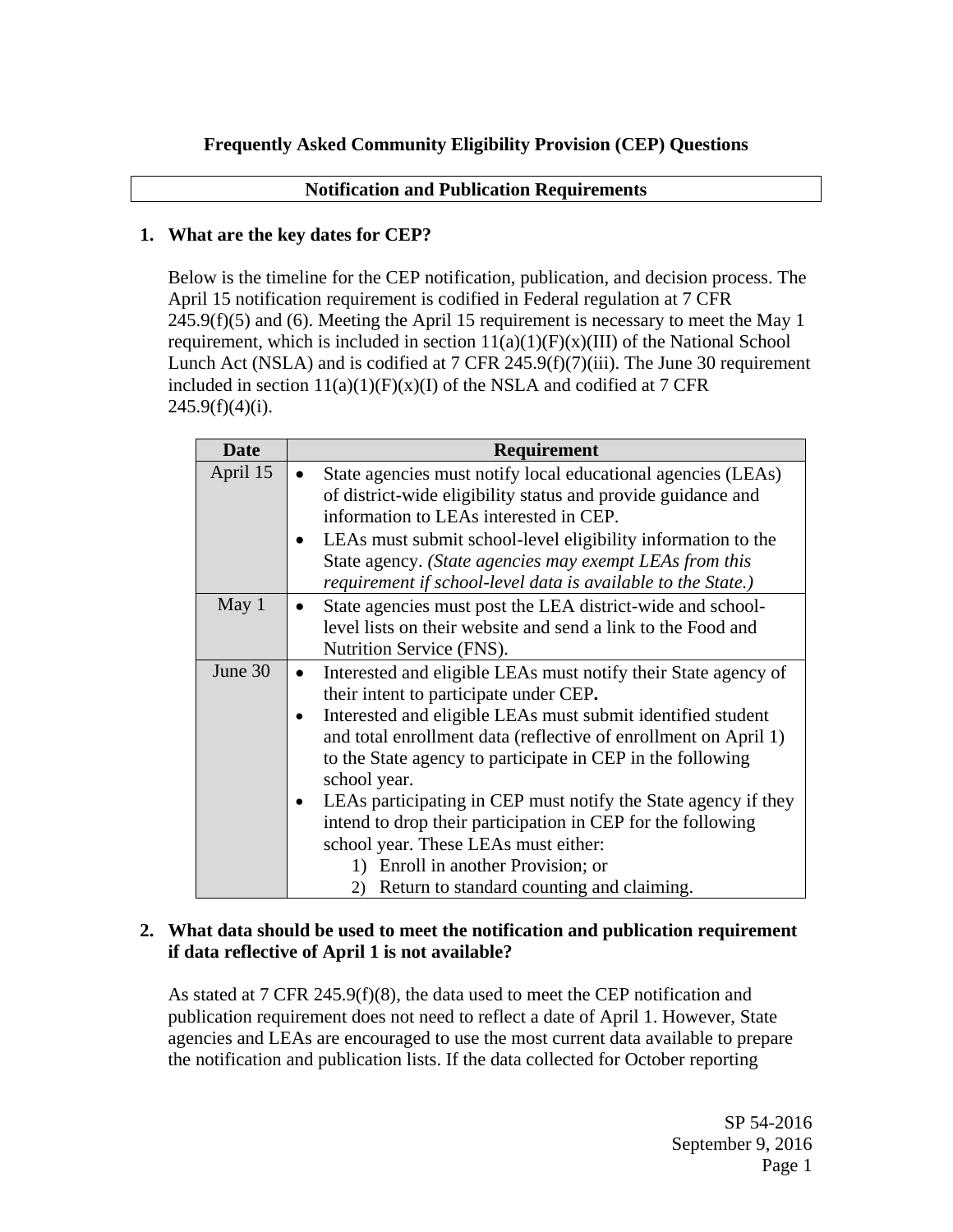# Frequently Asked Community Eligibility Provision (CEP) Questions

## Notification and Publication Requirements

**1. What are the key dates for CEP?**

Below is the timeline for the CEP notification, publication, and decision process. The April 15 notification requirement is codified in Federal regulation at 7 CFR 245.9(f)(5) and (6). Meeting the April 15 requirement is necessary to meet the May 1 requirement, which is included in section 11(a)(1)(F)(x)(III) of the National School Lunch Act (NSLA) and is codified at 7 CFR 245.9(f)(7)(iii). The June 30 requirement included in section 11(a)(1)(F)(x)(I) of the NSLA and codified at 7 CFR 245.9(f)(4)(i).

| Date | Requirement |
|---|---|
| April 15 | • State agencies must notify local educational agencies (LEAs) of district-wide eligibility status and provide guidance and information to LEAs interested in CEP.<br>• LEAs must submit school-level eligibility information to the State agency. *(State agencies may exempt LEAs from this requirement if school-level data is available to the State.)* |
| May 1 | • State agencies must post the LEA district-wide and school-level lists on their website and send a link to the Food and Nutrition Service (FNS). |
| June 30 | • Interested and eligible LEAs must notify their State agency of their intent to participate under CEP**.**<br>• Interested and eligible LEAs must submit identified student and total enrollment data (reflective of enrollment on April 1) to the State agency to participate in CEP in the following school year.<br>• LEAs participating in CEP must notify the State agency if they intend to drop their participation in CEP for the following school year. These LEAs must either:<br>1) Enroll in another Provision; or<br>2) Return to standard counting and claiming. |

**2. What data should be used to meet the notification and publication requirement if data reflective of April 1 is not available?**

As stated at 7 CFR 245.9(f)(8), the data used to meet the CEP notification and publication requirement does not need to reflect a date of April 1. However, State agencies and LEAs are encouraged to use the most current data available to prepare the notification and publication lists. If the data collected for October reporting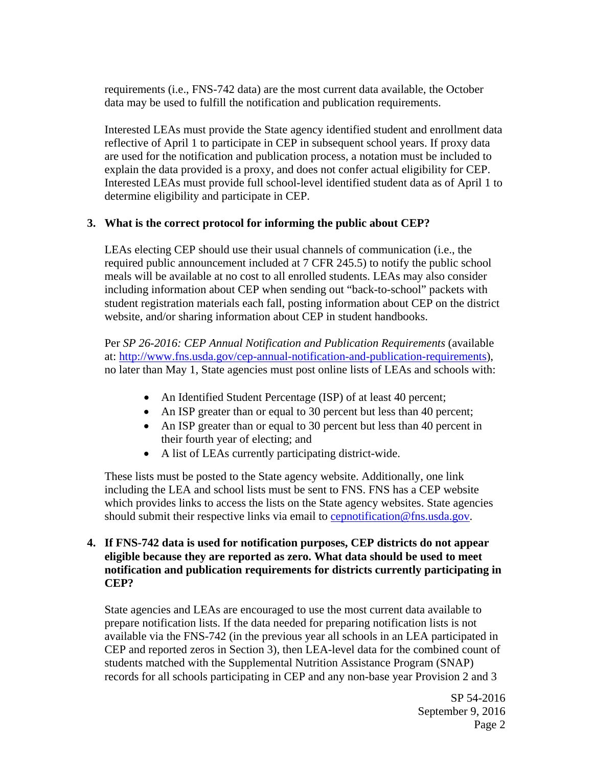requirements (i.e., FNS-742 data) are the most current data available, the October data may be used to fulfill the notification and publication requirements.

Interested LEAs must provide the State agency identified student and enrollment data reflective of April 1 to participate in CEP in subsequent school years. If proxy data are used for the notification and publication process, a notation must be included to explain the data provided is a proxy, and does not confer actual eligibility for CEP. Interested LEAs must provide full school-level identified student data as of April 1 to determine eligibility and participate in CEP.

**3. What is the correct protocol for informing the public about CEP?**

LEAs electing CEP should use their usual channels of communication (i.e., the required public announcement included at 7 CFR 245.5) to notify the public school meals will be available at no cost to all enrolled students. LEAs may also consider including information about CEP when sending out "back-to-school" packets with student registration materials each fall, posting information about CEP on the district website, and/or sharing information about CEP in student handbooks.

Per *SP 26-2016: CEP Annual Notification and Publication Requirements* (available at: [http://www.fns.usda.gov/cep-annual-notification-and-publication-requirements](http://www.fns.usda.gov/cep-annual-notification-and-publication-requirements)), no later than May 1, State agencies must post online lists of LEAs and schools with:

- An Identified Student Percentage (ISP) of at least 40 percent;
- An ISP greater than or equal to 30 percent but less than 40 percent;
- An ISP greater than or equal to 30 percent but less than 40 percent in their fourth year of electing; and
- A list of LEAs currently participating district-wide.

These lists must be posted to the State agency website. Additionally, one link including the LEA and school lists must be sent to FNS. FNS has a CEP website which provides links to access the lists on the State agency websites. State agencies should submit their respective links via email to [cepnotification@fns.usda.gov](mailto:cepnotification@fns.usda.gov).

**4. If FNS-742 data is used for notification purposes, CEP districts do not appear eligible because they are reported as zero. What data should be used to meet notification and publication requirements for districts currently participating in CEP?**

State agencies and LEAs are encouraged to use the most current data available to prepare notification lists. If the data needed for preparing notification lists is not available via the FNS-742 (in the previous year all schools in an LEA participated in CEP and reported zeros in Section 3), then LEA-level data for the combined count of students matched with the Supplemental Nutrition Assistance Program (SNAP) records for all schools participating in CEP and any non-base year Provision 2 and 3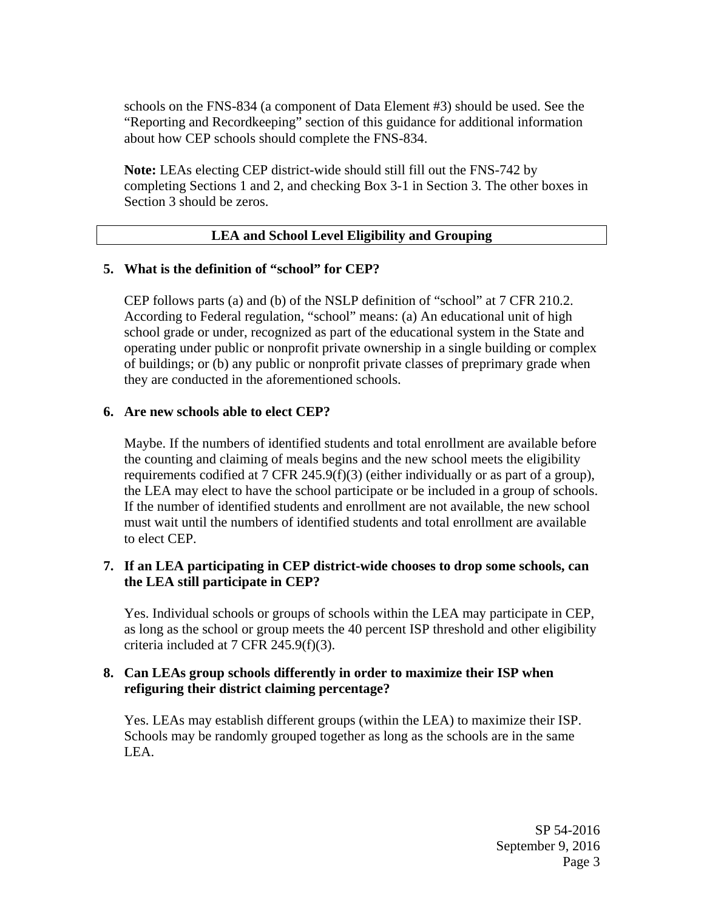schools on the FNS-834 (a component of Data Element #3) should be used. See the "Reporting and Recordkeeping" section of this guidance for additional information about how CEP schools should complete the FNS-834.

**Note:** LEAs electing CEP district-wide should still fill out the FNS-742 by completing Sections 1 and 2, and checking Box 3-1 in Section 3. The other boxes in Section 3 should be zeros.

## LEA and School Level Eligibility and Grouping

**5. What is the definition of "school" for CEP?**

CEP follows parts (a) and (b) of the NSLP definition of "school" at 7 CFR 210.2. According to Federal regulation, "school" means: (a) An educational unit of high school grade or under, recognized as part of the educational system in the State and operating under public or nonprofit private ownership in a single building or complex of buildings; or (b) any public or nonprofit private classes of preprimary grade when they are conducted in the aforementioned schools.

**6. Are new schools able to elect CEP?**

Maybe. If the numbers of identified students and total enrollment are available before the counting and claiming of meals begins and the new school meets the eligibility requirements codified at 7 CFR 245.9(f)(3) (either individually or as part of a group), the LEA may elect to have the school participate or be included in a group of schools. If the number of identified students and enrollment are not available, the new school must wait until the numbers of identified students and total enrollment are available to elect CEP.

**7. If an LEA participating in CEP district-wide chooses to drop some schools, can the LEA still participate in CEP?**

Yes. Individual schools or groups of schools within the LEA may participate in CEP, as long as the school or group meets the 40 percent ISP threshold and other eligibility criteria included at 7 CFR 245.9(f)(3).

**8. Can LEAs group schools differently in order to maximize their ISP when refiguring their district claiming percentage?**

Yes. LEAs may establish different groups (within the LEA) to maximize their ISP. Schools may be randomly grouped together as long as the schools are in the same LEA.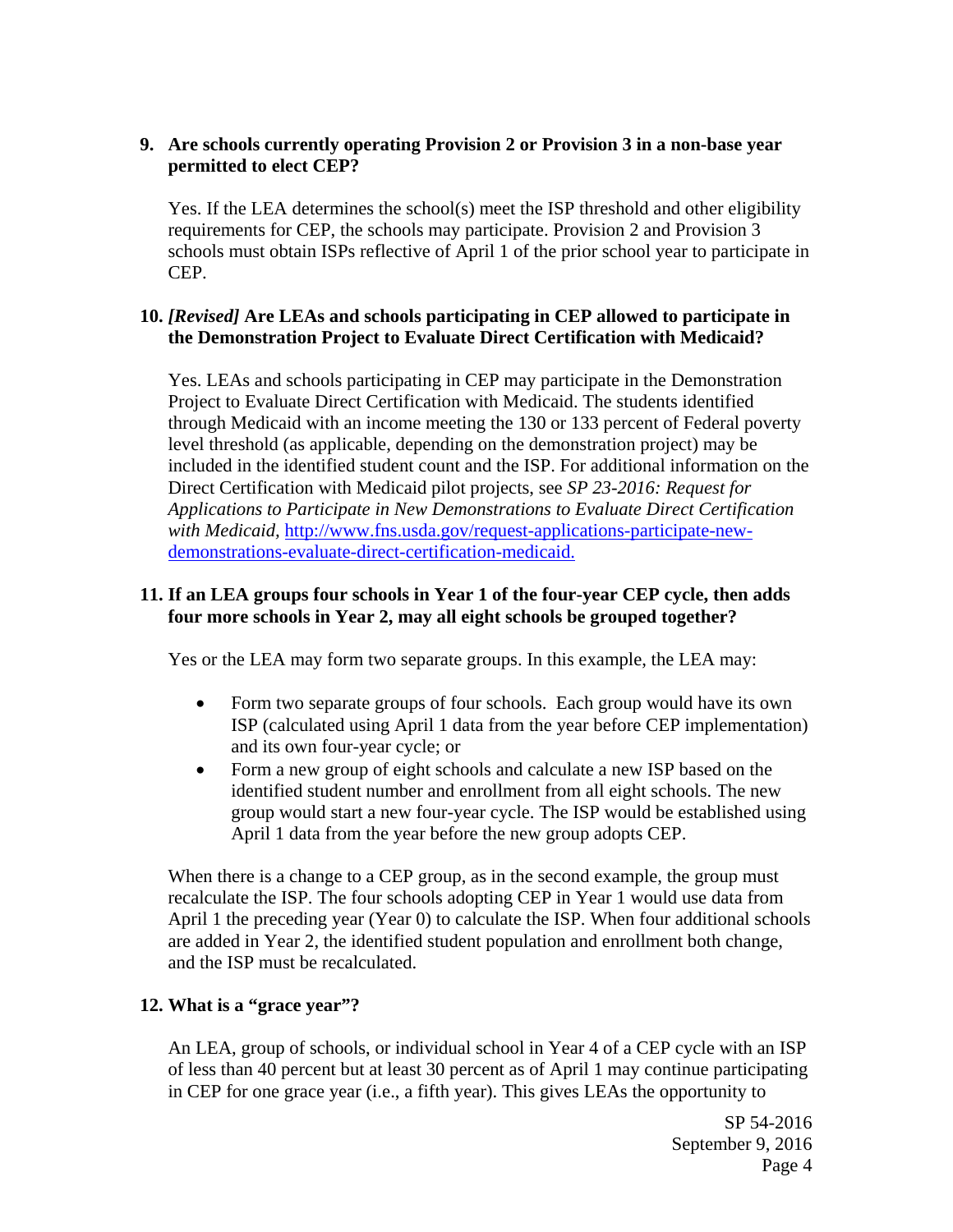**9. Are schools currently operating Provision 2 or Provision 3 in a non-base year permitted to elect CEP?**

Yes. If the LEA determines the school(s) meet the ISP threshold and other eligibility requirements for CEP, the schools may participate. Provision 2 and Provision 3 schools must obtain ISPs reflective of April 1 of the prior school year to participate in CEP.

**10. *[Revised]* Are LEAs and schools participating in CEP allowed to participate in the Demonstration Project to Evaluate Direct Certification with Medicaid?**

Yes. LEAs and schools participating in CEP may participate in the Demonstration Project to Evaluate Direct Certification with Medicaid. The students identified through Medicaid with an income meeting the 130 or 133 percent of Federal poverty level threshold (as applicable, depending on the demonstration project) may be included in the identified student count and the ISP. For additional information on the Direct Certification with Medicaid pilot projects, see *SP 23-2016: Request for Applications to Participate in New Demonstrations to Evaluate Direct Certification with Medicaid*, http://www.fns.usda.gov/request-applications-participate-new-demonstrations-evaluate-direct-certification-medicaid.

**11. If an LEA groups four schools in Year 1 of the four-year CEP cycle, then adds four more schools in Year 2, may all eight schools be grouped together?**

Yes or the LEA may form two separate groups. In this example, the LEA may:

- Form two separate groups of four schools. Each group would have its own ISP (calculated using April 1 data from the year before CEP implementation) and its own four-year cycle; or
- Form a new group of eight schools and calculate a new ISP based on the identified student number and enrollment from all eight schools. The new group would start a new four-year cycle. The ISP would be established using April 1 data from the year before the new group adopts CEP.

When there is a change to a CEP group, as in the second example, the group must recalculate the ISP. The four schools adopting CEP in Year 1 would use data from April 1 the preceding year (Year 0) to calculate the ISP. When four additional schools are added in Year 2, the identified student population and enrollment both change, and the ISP must be recalculated.

**12. What is a "grace year"?**

An LEA, group of schools, or individual school in Year 4 of a CEP cycle with an ISP of less than 40 percent but at least 30 percent as of April 1 may continue participating in CEP for one grace year (i.e., a fifth year). This gives LEAs the opportunity to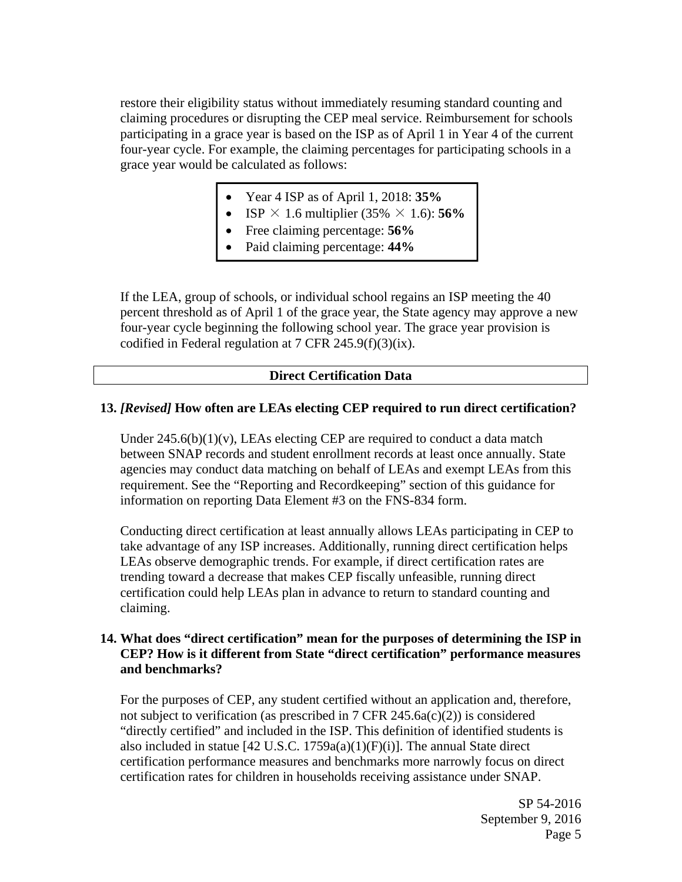restore their eligibility status without immediately resuming standard counting and claiming procedures or disrupting the CEP meal service. Reimbursement for schools participating in a grace year is based on the ISP as of April 1 in Year 4 of the current four-year cycle. For example, the claiming percentages for participating schools in a grace year would be calculated as follows:

- Year 4 ISP as of April 1, 2018: **35%**
- ISP × 1.6 multiplier (35% × 1.6): **56%**
- Free claiming percentage: **56%**
- Paid claiming percentage: **44%**

If the LEA, group of schools, or individual school regains an ISP meeting the 40 percent threshold as of April 1 of the grace year, the State agency may approve a new four-year cycle beginning the following school year. The grace year provision is codified in Federal regulation at 7 CFR 245.9(f)(3)(ix).

## Direct Certification Data

**13.** ***[Revised]*** **How often are LEAs electing CEP required to run direct certification?**

Under 245.6(b)(1)(v), LEAs electing CEP are required to conduct a data match between SNAP records and student enrollment records at least once annually. State agencies may conduct data matching on behalf of LEAs and exempt LEAs from this requirement. See the "Reporting and Recordkeeping" section of this guidance for information on reporting Data Element #3 on the FNS-834 form.

Conducting direct certification at least annually allows LEAs participating in CEP to take advantage of any ISP increases. Additionally, running direct certification helps LEAs observe demographic trends. For example, if direct certification rates are trending toward a decrease that makes CEP fiscally unfeasible, running direct certification could help LEAs plan in advance to return to standard counting and claiming.

**14. What does "direct certification" mean for the purposes of determining the ISP in CEP? How is it different from State "direct certification" performance measures and benchmarks?**

For the purposes of CEP, any student certified without an application and, therefore, not subject to verification (as prescribed in 7 CFR 245.6a(c)(2)) is considered "directly certified" and included in the ISP. This definition of identified students is also included in statue [42 U.S.C. 1759a(a)(1)(F)(i)]. The annual State direct certification performance measures and benchmarks more narrowly focus on direct certification rates for children in households receiving assistance under SNAP.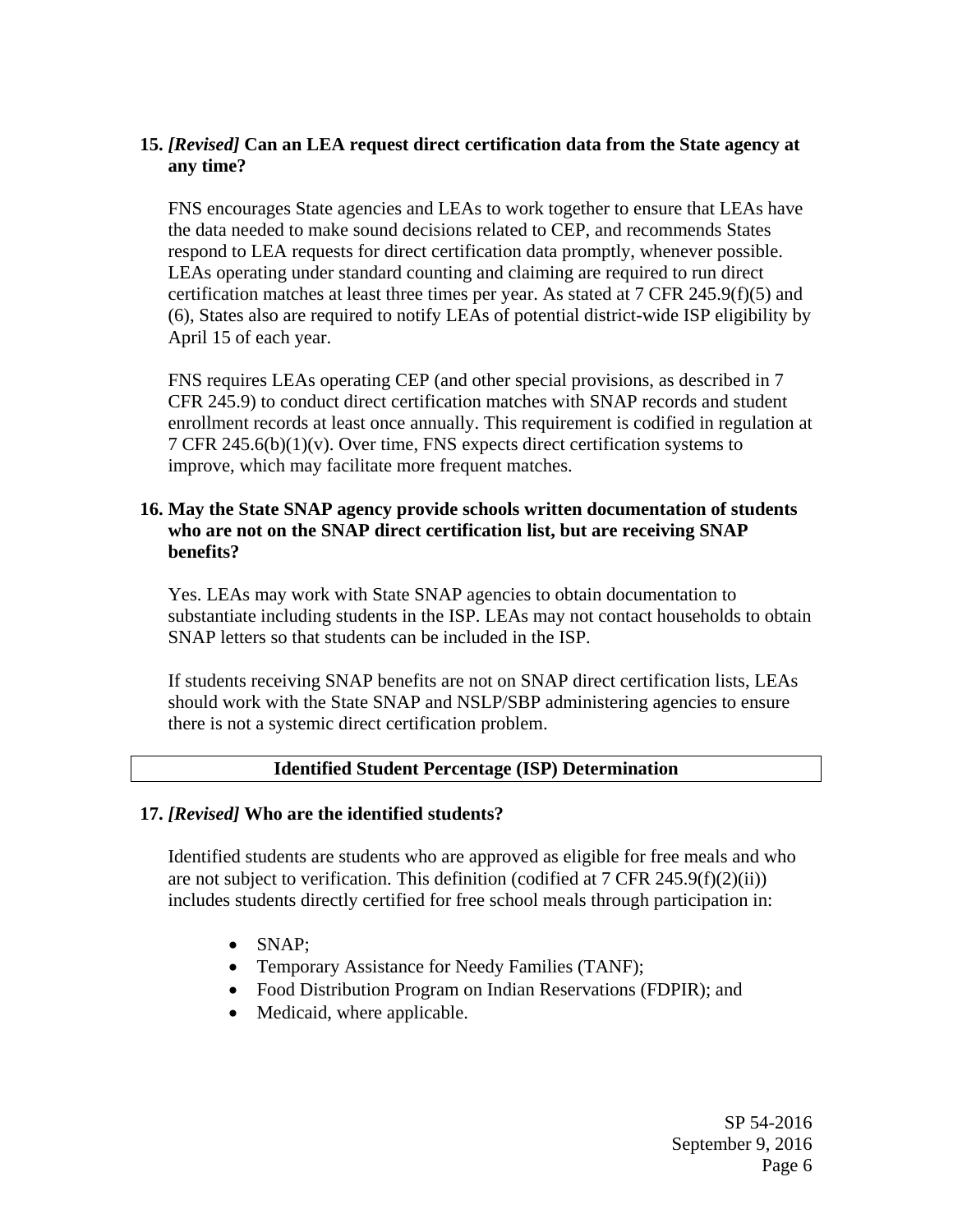**15. *[Revised]* Can an LEA request direct certification data from the State agency at any time?**

FNS encourages State agencies and LEAs to work together to ensure that LEAs have the data needed to make sound decisions related to CEP, and recommends States respond to LEA requests for direct certification data promptly, whenever possible. LEAs operating under standard counting and claiming are required to run direct certification matches at least three times per year. As stated at 7 CFR 245.9(f)(5) and (6), States also are required to notify LEAs of potential district-wide ISP eligibility by April 15 of each year.

FNS requires LEAs operating CEP (and other special provisions, as described in 7 CFR 245.9) to conduct direct certification matches with SNAP records and student enrollment records at least once annually. This requirement is codified in regulation at 7 CFR 245.6(b)(1)(v). Over time, FNS expects direct certification systems to improve, which may facilitate more frequent matches.

**16. May the State SNAP agency provide schools written documentation of students who are not on the SNAP direct certification list, but are receiving SNAP benefits?**

Yes. LEAs may work with State SNAP agencies to obtain documentation to substantiate including students in the ISP. LEAs may not contact households to obtain SNAP letters so that students can be included in the ISP.

If students receiving SNAP benefits are not on SNAP direct certification lists, LEAs should work with the State SNAP and NSLP/SBP administering agencies to ensure there is not a systemic direct certification problem.

## Identified Student Percentage (ISP) Determination

**17. *[Revised]* Who are the identified students?**

Identified students are students who are approved as eligible for free meals and who are not subject to verification. This definition (codified at 7 CFR 245.9(f)(2)(ii)) includes students directly certified for free school meals through participation in:

- SNAP;
- Temporary Assistance for Needy Families (TANF);
- Food Distribution Program on Indian Reservations (FDPIR); and
- Medicaid, where applicable.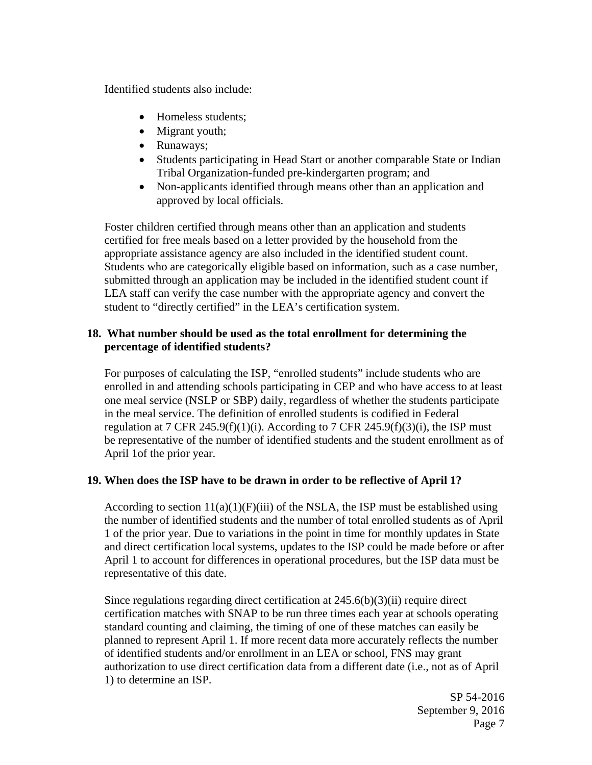Identified students also include:

- Homeless students;
- Migrant youth;
- Runaways;
- Students participating in Head Start or another comparable State or Indian Tribal Organization-funded pre-kindergarten program; and
- Non-applicants identified through means other than an application and approved by local officials.

Foster children certified through means other than an application and students certified for free meals based on a letter provided by the household from the appropriate assistance agency are also included in the identified student count. Students who are categorically eligible based on information, such as a case number, submitted through an application may be included in the identified student count if LEA staff can verify the case number with the appropriate agency and convert the student to "directly certified" in the LEA's certification system.

**18. What number should be used as the total enrollment for determining the percentage of identified students?**

For purposes of calculating the ISP, "enrolled students" include students who are enrolled in and attending schools participating in CEP and who have access to at least one meal service (NSLP or SBP) daily, regardless of whether the students participate in the meal service. The definition of enrolled students is codified in Federal regulation at 7 CFR 245.9(f)(1)(i). According to 7 CFR 245.9(f)(3)(i), the ISP must be representative of the number of identified students and the student enrollment as of April 1of the prior year.

**19. When does the ISP have to be drawn in order to be reflective of April 1?**

According to section 11(a)(1)(F)(iii) of the NSLA, the ISP must be established using the number of identified students and the number of total enrolled students as of April 1 of the prior year. Due to variations in the point in time for monthly updates in State and direct certification local systems, updates to the ISP could be made before or after April 1 to account for differences in operational procedures, but the ISP data must be representative of this date.

Since regulations regarding direct certification at 245.6(b)(3)(ii) require direct certification matches with SNAP to be run three times each year at schools operating standard counting and claiming, the timing of one of these matches can easily be planned to represent April 1. If more recent data more accurately reflects the number of identified students and/or enrollment in an LEA or school, FNS may grant authorization to use direct certification data from a different date (i.e., not as of April 1) to determine an ISP.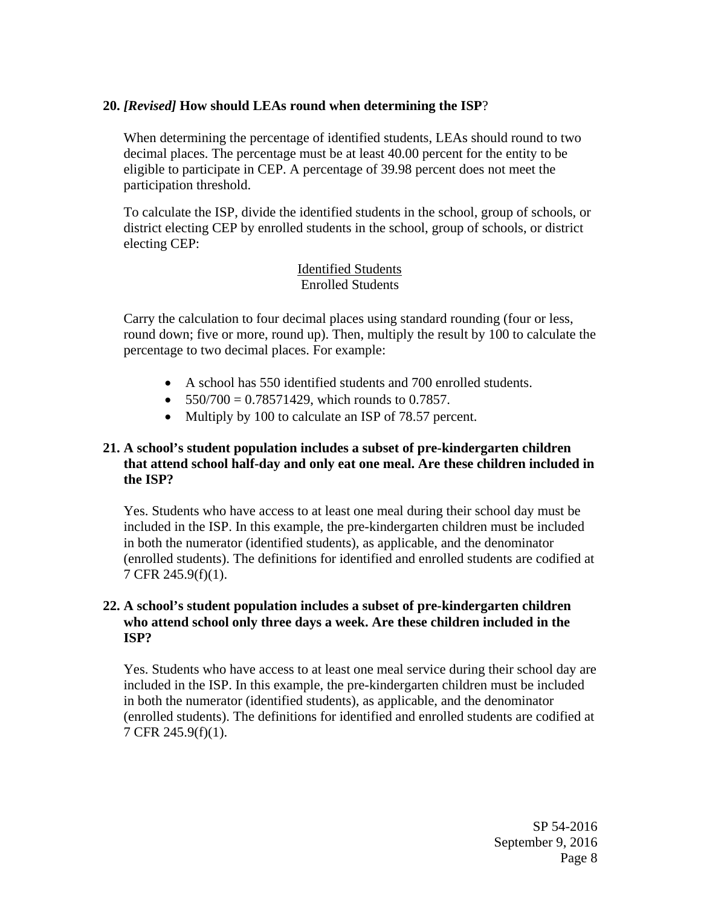**20.** ***[Revised]*** **How should LEAs round when determining the ISP**?

When determining the percentage of identified students, LEAs should round to two decimal places. The percentage must be at least 40.00 percent for the entity to be eligible to participate in CEP. A percentage of 39.98 percent does not meet the participation threshold.

To calculate the ISP, divide the identified students in the school, group of schools, or district electing CEP by enrolled students in the school, group of schools, or district electing CEP:

$$\frac{\text{Identified Students}}{\text{Enrolled Students}}$$

Carry the calculation to four decimal places using standard rounding (four or less, round down; five or more, round up). Then, multiply the result by 100 to calculate the percentage to two decimal places. For example:

- A school has 550 identified students and 700 enrolled students.
- 550/700 = 0.78571429, which rounds to 0.7857.
- Multiply by 100 to calculate an ISP of 78.57 percent.

**21. A school's student population includes a subset of pre-kindergarten children that attend school half-day and only eat one meal. Are these children included in the ISP?**

Yes. Students who have access to at least one meal during their school day must be included in the ISP. In this example, the pre-kindergarten children must be included in both the numerator (identified students), as applicable, and the denominator (enrolled students). The definitions for identified and enrolled students are codified at 7 CFR 245.9(f)(1).

**22. A school's student population includes a subset of pre-kindergarten children who attend school only three days a week. Are these children included in the ISP?**

Yes. Students who have access to at least one meal service during their school day are included in the ISP. In this example, the pre-kindergarten children must be included in both the numerator (identified students), as applicable, and the denominator (enrolled students). The definitions for identified and enrolled students are codified at 7 CFR 245.9(f)(1).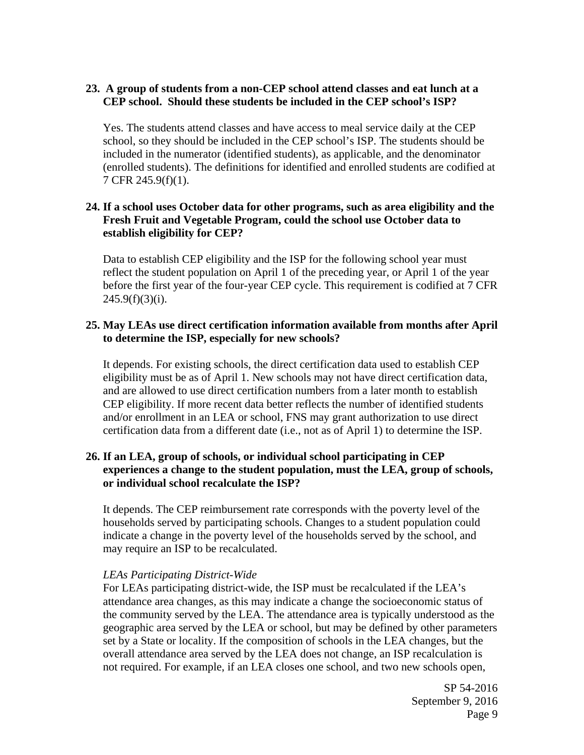**23. A group of students from a non-CEP school attend classes and eat lunch at a CEP school. Should these students be included in the CEP school's ISP?**

Yes. The students attend classes and have access to meal service daily at the CEP school, so they should be included in the CEP school's ISP. The students should be included in the numerator (identified students), as applicable, and the denominator (enrolled students). The definitions for identified and enrolled students are codified at 7 CFR 245.9(f)(1).

**24. If a school uses October data for other programs, such as area eligibility and the Fresh Fruit and Vegetable Program, could the school use October data to establish eligibility for CEP?**

Data to establish CEP eligibility and the ISP for the following school year must reflect the student population on April 1 of the preceding year, or April 1 of the year before the first year of the four-year CEP cycle. This requirement is codified at 7 CFR 245.9(f)(3)(i).

**25. May LEAs use direct certification information available from months after April to determine the ISP, especially for new schools?**

It depends. For existing schools, the direct certification data used to establish CEP eligibility must be as of April 1. New schools may not have direct certification data, and are allowed to use direct certification numbers from a later month to establish CEP eligibility. If more recent data better reflects the number of identified students and/or enrollment in an LEA or school, FNS may grant authorization to use direct certification data from a different date (i.e., not as of April 1) to determine the ISP.

**26. If an LEA, group of schools, or individual school participating in CEP experiences a change to the student population, must the LEA, group of schools, or individual school recalculate the ISP?**

It depends. The CEP reimbursement rate corresponds with the poverty level of the households served by participating schools. Changes to a student population could indicate a change in the poverty level of the households served by the school, and may require an ISP to be recalculated.

*LEAs Participating District-Wide*

For LEAs participating district-wide, the ISP must be recalculated if the LEA's attendance area changes, as this may indicate a change the socioeconomic status of the community served by the LEA. The attendance area is typically understood as the geographic area served by the LEA or school, but may be defined by other parameters set by a State or locality. If the composition of schools in the LEA changes, but the overall attendance area served by the LEA does not change, an ISP recalculation is not required. For example, if an LEA closes one school, and two new schools open,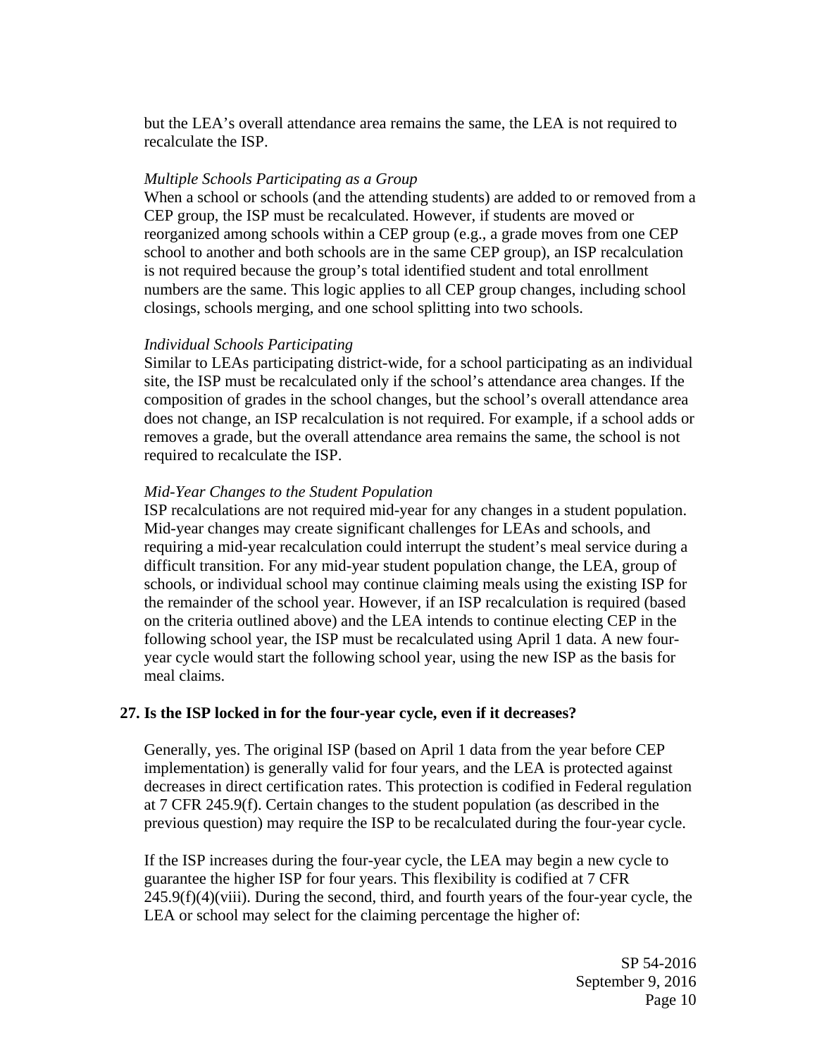but the LEA's overall attendance area remains the same, the LEA is not required to recalculate the ISP.

*Multiple Schools Participating as a Group*

When a school or schools (and the attending students) are added to or removed from a CEP group, the ISP must be recalculated. However, if students are moved or reorganized among schools within a CEP group (e.g., a grade moves from one CEP school to another and both schools are in the same CEP group), an ISP recalculation is not required because the group's total identified student and total enrollment numbers are the same. This logic applies to all CEP group changes, including school closings, schools merging, and one school splitting into two schools.

*Individual Schools Participating*

Similar to LEAs participating district-wide, for a school participating as an individual site, the ISP must be recalculated only if the school's attendance area changes. If the composition of grades in the school changes, but the school's overall attendance area does not change, an ISP recalculation is not required. For example, if a school adds or removes a grade, but the overall attendance area remains the same, the school is not required to recalculate the ISP.

*Mid-Year Changes to the Student Population*

ISP recalculations are not required mid-year for any changes in a student population. Mid-year changes may create significant challenges for LEAs and schools, and requiring a mid-year recalculation could interrupt the student's meal service during a difficult transition. For any mid-year student population change, the LEA, group of schools, or individual school may continue claiming meals using the existing ISP for the remainder of the school year. However, if an ISP recalculation is required (based on the criteria outlined above) and the LEA intends to continue electing CEP in the following school year, the ISP must be recalculated using April 1 data. A new four-year cycle would start the following school year, using the new ISP as the basis for meal claims.

**27. Is the ISP locked in for the four-year cycle, even if it decreases?**

Generally, yes. The original ISP (based on April 1 data from the year before CEP implementation) is generally valid for four years, and the LEA is protected against decreases in direct certification rates. This protection is codified in Federal regulation at 7 CFR 245.9(f). Certain changes to the student population (as described in the previous question) may require the ISP to be recalculated during the four-year cycle.

If the ISP increases during the four-year cycle, the LEA may begin a new cycle to guarantee the higher ISP for four years. This flexibility is codified at 7 CFR 245.9(f)(4)(viii). During the second, third, and fourth years of the four-year cycle, the LEA or school may select for the claiming percentage the higher of: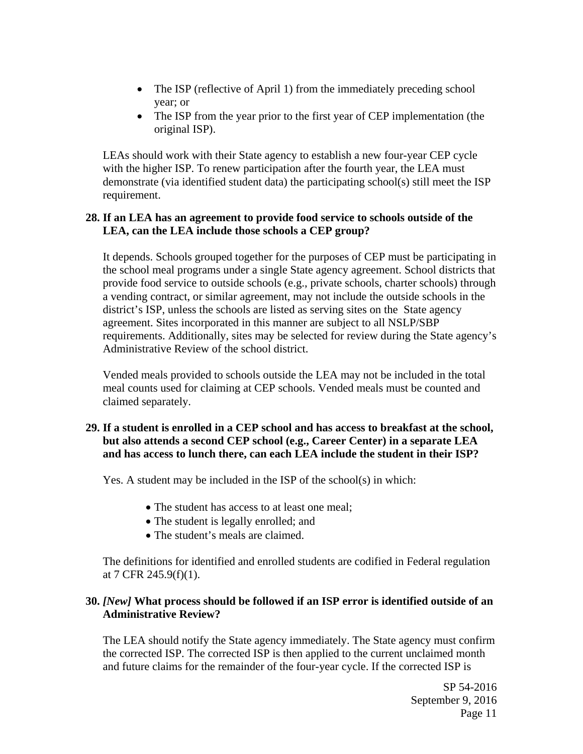- The ISP (reflective of April 1) from the immediately preceding school year; or
- The ISP from the year prior to the first year of CEP implementation (the original ISP).

LEAs should work with their State agency to establish a new four-year CEP cycle with the higher ISP. To renew participation after the fourth year, the LEA must demonstrate (via identified student data) the participating school(s) still meet the ISP requirement.

**28. If an LEA has an agreement to provide food service to schools outside of the LEA, can the LEA include those schools a CEP group?**

It depends. Schools grouped together for the purposes of CEP must be participating in the school meal programs under a single State agency agreement. School districts that provide food service to outside schools (e.g., private schools, charter schools) through a vending contract, or similar agreement, may not include the outside schools in the district's ISP, unless the schools are listed as serving sites on the State agency agreement. Sites incorporated in this manner are subject to all NSLP/SBP requirements. Additionally, sites may be selected for review during the State agency's Administrative Review of the school district.

Vended meals provided to schools outside the LEA may not be included in the total meal counts used for claiming at CEP schools. Vended meals must be counted and claimed separately.

**29. If a student is enrolled in a CEP school and has access to breakfast at the school, but also attends a second CEP school (e.g., Career Center) in a separate LEA and has access to lunch there, can each LEA include the student in their ISP?**

Yes. A student may be included in the ISP of the school(s) in which:

- The student has access to at least one meal;
- The student is legally enrolled; and
- The student's meals are claimed.

The definitions for identified and enrolled students are codified in Federal regulation at 7 CFR 245.9(f)(1).

**30. *[New]* What process should be followed if an ISP error is identified outside of an Administrative Review?**

The LEA should notify the State agency immediately. The State agency must confirm the corrected ISP. The corrected ISP is then applied to the current unclaimed month and future claims for the remainder of the four-year cycle. If the corrected ISP is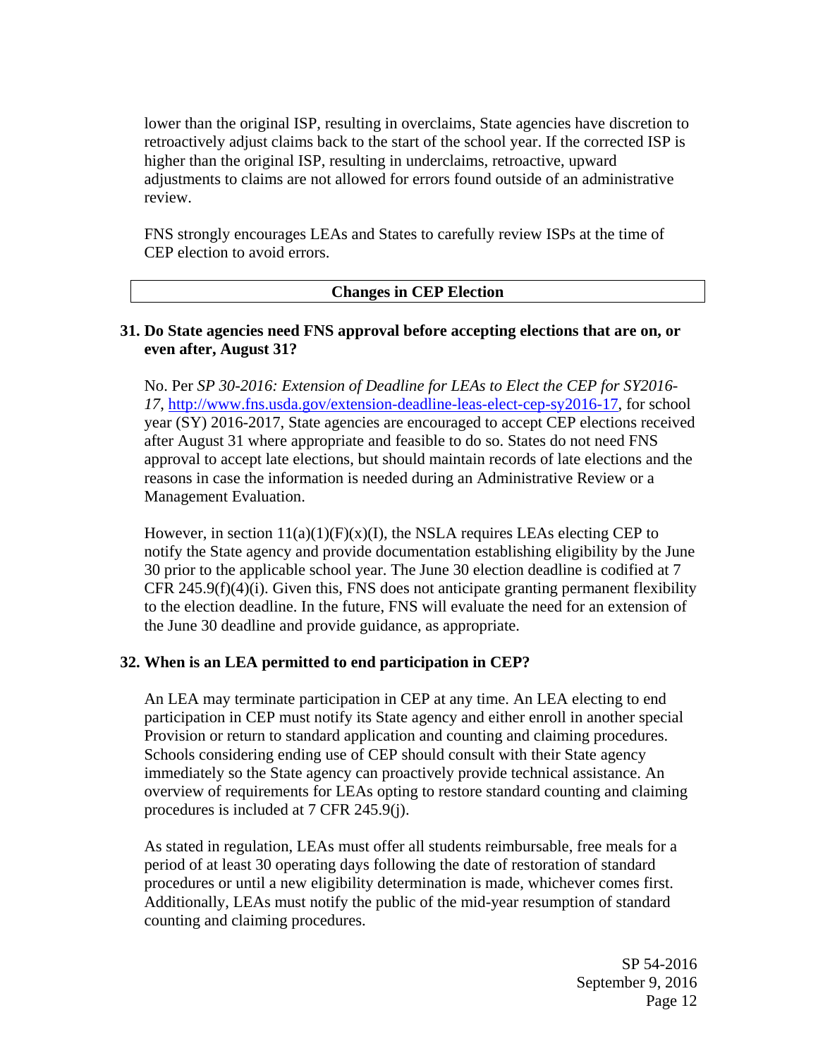lower than the original ISP, resulting in overclaims, State agencies have discretion to retroactively adjust claims back to the start of the school year. If the corrected ISP is higher than the original ISP, resulting in underclaims, retroactive, upward adjustments to claims are not allowed for errors found outside of an administrative review.

FNS strongly encourages LEAs and States to carefully review ISPs at the time of CEP election to avoid errors.

## Changes in CEP Election

**31. Do State agencies need FNS approval before accepting elections that are on, or even after, August 31?**

No. Per *SP 30-2016: Extension of Deadline for LEAs to Elect the CEP for SY2016-17*, http://www.fns.usda.gov/extension-deadline-leas-elect-cep-sy2016-17, for school year (SY) 2016-2017, State agencies are encouraged to accept CEP elections received after August 31 where appropriate and feasible to do so. States do not need FNS approval to accept late elections, but should maintain records of late elections and the reasons in case the information is needed during an Administrative Review or a Management Evaluation.

However, in section 11(a)(1)(F)(x)(I), the NSLA requires LEAs electing CEP to notify the State agency and provide documentation establishing eligibility by the June 30 prior to the applicable school year. The June 30 election deadline is codified at 7 CFR 245.9(f)(4)(i). Given this, FNS does not anticipate granting permanent flexibility to the election deadline. In the future, FNS will evaluate the need for an extension of the June 30 deadline and provide guidance, as appropriate.

**32. When is an LEA permitted to end participation in CEP?**

An LEA may terminate participation in CEP at any time. An LEA electing to end participation in CEP must notify its State agency and either enroll in another special Provision or return to standard application and counting and claiming procedures. Schools considering ending use of CEP should consult with their State agency immediately so the State agency can proactively provide technical assistance. An overview of requirements for LEAs opting to restore standard counting and claiming procedures is included at 7 CFR 245.9(j).

As stated in regulation, LEAs must offer all students reimbursable, free meals for a period of at least 30 operating days following the date of restoration of standard procedures or until a new eligibility determination is made, whichever comes first. Additionally, LEAs must notify the public of the mid-year resumption of standard counting and claiming procedures.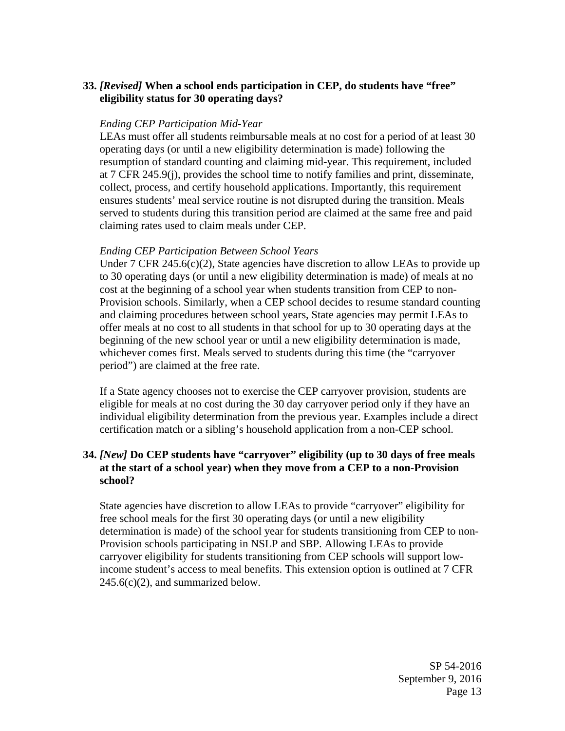**33.** ***[Revised]*** **When a school ends participation in CEP, do students have "free" eligibility status for 30 operating days?**

*Ending CEP Participation Mid-Year*

LEAs must offer all students reimbursable meals at no cost for a period of at least 30 operating days (or until a new eligibility determination is made) following the resumption of standard counting and claiming mid-year. This requirement, included at 7 CFR 245.9(j), provides the school time to notify families and print, disseminate, collect, process, and certify household applications. Importantly, this requirement ensures students' meal service routine is not disrupted during the transition. Meals served to students during this transition period are claimed at the same free and paid claiming rates used to claim meals under CEP.

*Ending CEP Participation Between School Years*

Under 7 CFR 245.6(c)(2), State agencies have discretion to allow LEAs to provide up to 30 operating days (or until a new eligibility determination is made) of meals at no cost at the beginning of a school year when students transition from CEP to non-Provision schools. Similarly, when a CEP school decides to resume standard counting and claiming procedures between school years, State agencies may permit LEAs to offer meals at no cost to all students in that school for up to 30 operating days at the beginning of the new school year or until a new eligibility determination is made, whichever comes first. Meals served to students during this time (the "carryover period") are claimed at the free rate.

If a State agency chooses not to exercise the CEP carryover provision, students are eligible for meals at no cost during the 30 day carryover period only if they have an individual eligibility determination from the previous year. Examples include a direct certification match or a sibling's household application from a non-CEP school.

**34.** ***[New]*** **Do CEP students have "carryover" eligibility (up to 30 days of free meals at the start of a school year) when they move from a CEP to a non-Provision school?**

State agencies have discretion to allow LEAs to provide "carryover" eligibility for free school meals for the first 30 operating days (or until a new eligibility determination is made) of the school year for students transitioning from CEP to non-Provision schools participating in NSLP and SBP. Allowing LEAs to provide carryover eligibility for students transitioning from CEP schools will support low-income student's access to meal benefits. This extension option is outlined at 7 CFR 245.6(c)(2), and summarized below.

SP 54-2016
September 9, 2016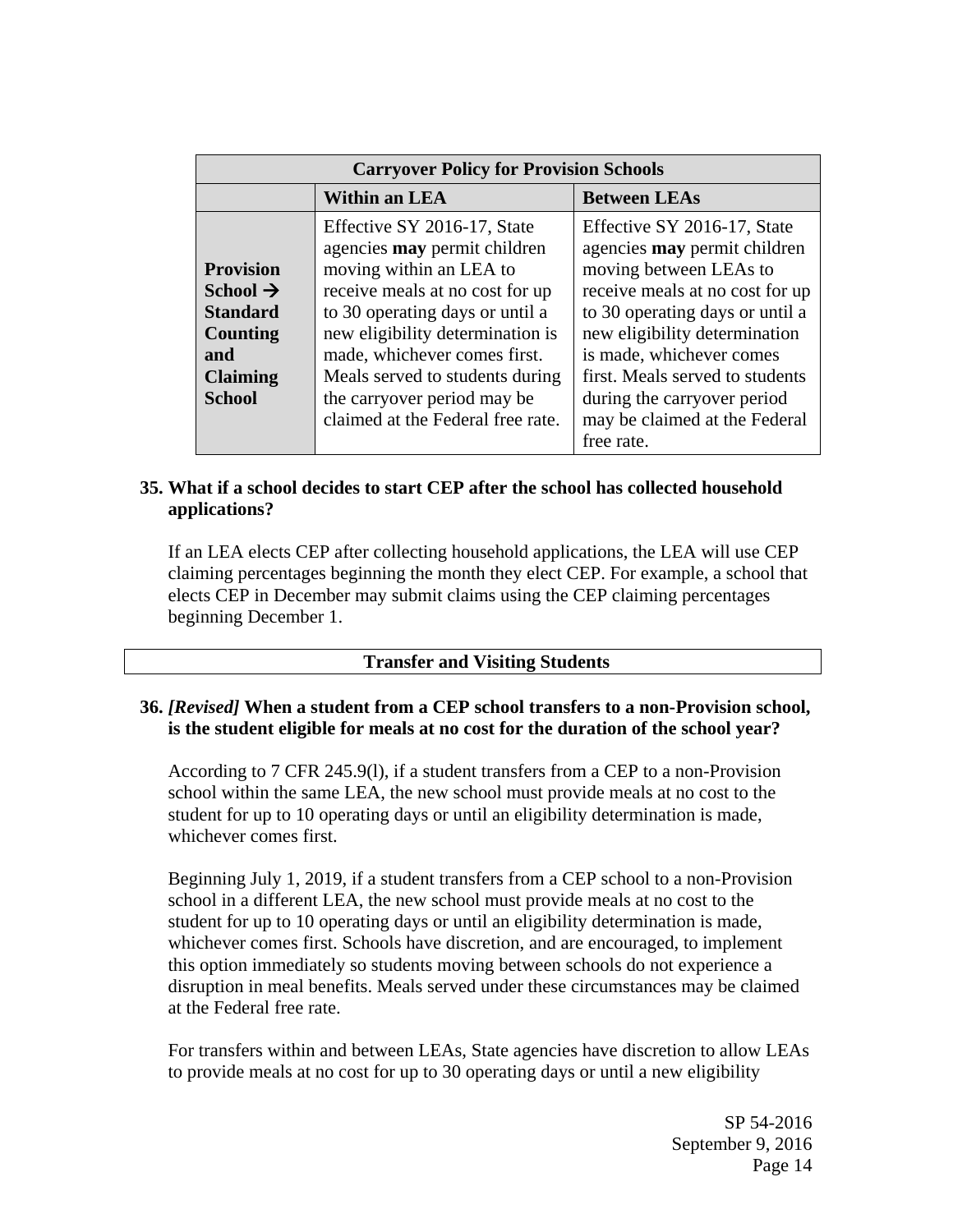| Carryover Policy for Provision Schools | | |
|---|---|---|
| | **Within an LEA** | **Between LEAs** |
| **Provision School → Standard Counting and Claiming School** | Effective SY 2016-17, State agencies **may** permit children moving within an LEA to receive meals at no cost for up to 30 operating days or until a new eligibility determination is made, whichever comes first. Meals served to students during the carryover period may be claimed at the Federal free rate. | Effective SY 2016-17, State agencies **may** permit children moving between LEAs to receive meals at no cost for up to 30 operating days or until a new eligibility determination is made, whichever comes first. Meals served to students during the carryover period may be claimed at the Federal free rate. |

**35. What if a school decides to start CEP after the school has collected household applications?**

If an LEA elects CEP after collecting household applications, the LEA will use CEP claiming percentages beginning the month they elect CEP. For example, a school that elects CEP in December may submit claims using the CEP claiming percentages beginning December 1.

## Transfer and Visiting Students

**36. *[Revised]* When a student from a CEP school transfers to a non-Provision school, is the student eligible for meals at no cost for the duration of the school year?**

According to 7 CFR 245.9(l), if a student transfers from a CEP to a non-Provision school within the same LEA, the new school must provide meals at no cost to the student for up to 10 operating days or until an eligibility determination is made, whichever comes first.

Beginning July 1, 2019, if a student transfers from a CEP school to a non-Provision school in a different LEA, the new school must provide meals at no cost to the student for up to 10 operating days or until an eligibility determination is made, whichever comes first. Schools have discretion, and are encouraged, to implement this option immediately so students moving between schools do not experience a disruption in meal benefits. Meals served under these circumstances may be claimed at the Federal free rate.

For transfers within and between LEAs, State agencies have discretion to allow LEAs to provide meals at no cost for up to 30 operating days or until a new eligibility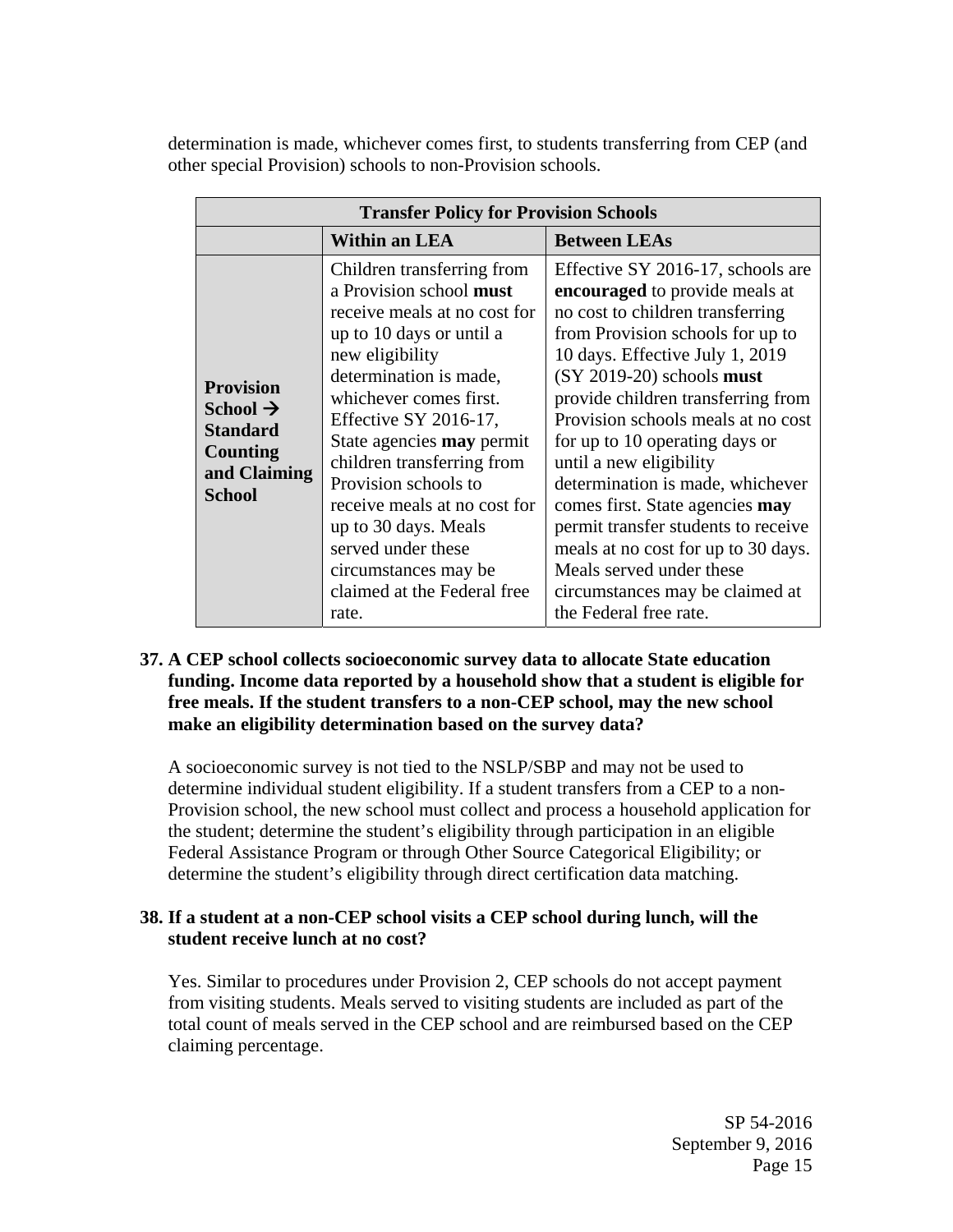determination is made, whichever comes first, to students transferring from CEP (and other special Provision) schools to non-Provision schools.

| Transfer Policy for Provision Schools | | |
|---|---|---|
| | **Within an LEA** | **Between LEAs** |
| **Provision School → Standard Counting and Claiming School** | Children transferring from a Provision school **must** receive meals at no cost for up to 10 days or until a new eligibility determination is made, whichever comes first. Effective SY 2016-17, State agencies **may** permit children transferring from Provision schools to receive meals at no cost for up to 30 days. Meals served under these circumstances may be claimed at the Federal free rate. | Effective SY 2016-17, schools are **encouraged** to provide meals at no cost to children transferring from Provision schools for up to 10 days. Effective July 1, 2019 (SY 2019-20) schools **must** provide children transferring from Provision schools meals at no cost for up to 10 operating days or until a new eligibility determination is made, whichever comes first. State agencies **may** permit transfer students to receive meals at no cost for up to 30 days. Meals served under these circumstances may be claimed at the Federal free rate. |

**37. A CEP school collects socioeconomic survey data to allocate State education funding. Income data reported by a household show that a student is eligible for free meals. If the student transfers to a non-CEP school, may the new school make an eligibility determination based on the survey data?**

A socioeconomic survey is not tied to the NSLP/SBP and may not be used to determine individual student eligibility. If a student transfers from a CEP to a non-Provision school, the new school must collect and process a household application for the student; determine the student's eligibility through participation in an eligible Federal Assistance Program or through Other Source Categorical Eligibility; or determine the student's eligibility through direct certification data matching.

**38. If a student at a non-CEP school visits a CEP school during lunch, will the student receive lunch at no cost?**

Yes. Similar to procedures under Provision 2, CEP schools do not accept payment from visiting students. Meals served to visiting students are included as part of the total count of meals served in the CEP school and are reimbursed based on the CEP claiming percentage.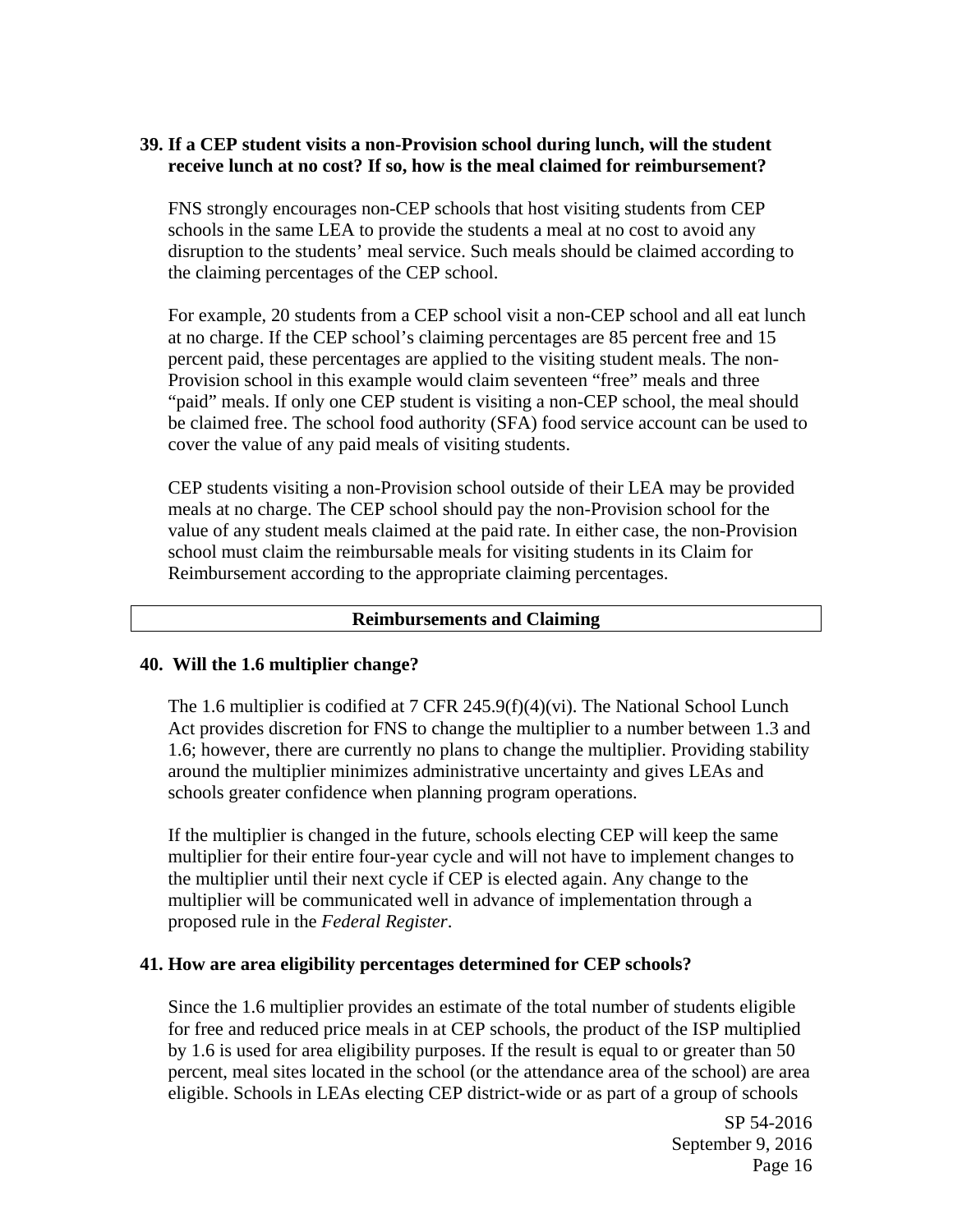**39. If a CEP student visits a non-Provision school during lunch, will the student receive lunch at no cost? If so, how is the meal claimed for reimbursement?**

FNS strongly encourages non-CEP schools that host visiting students from CEP schools in the same LEA to provide the students a meal at no cost to avoid any disruption to the students' meal service. Such meals should be claimed according to the claiming percentages of the CEP school.

For example, 20 students from a CEP school visit a non-CEP school and all eat lunch at no charge. If the CEP school's claiming percentages are 85 percent free and 15 percent paid, these percentages are applied to the visiting student meals. The non-Provision school in this example would claim seventeen "free" meals and three "paid" meals. If only one CEP student is visiting a non-CEP school, the meal should be claimed free. The school food authority (SFA) food service account can be used to cover the value of any paid meals of visiting students.

CEP students visiting a non-Provision school outside of their LEA may be provided meals at no charge. The CEP school should pay the non-Provision school for the value of any student meals claimed at the paid rate. In either case, the non-Provision school must claim the reimbursable meals for visiting students in its Claim for Reimbursement according to the appropriate claiming percentages.

## Reimbursements and Claiming

**40. Will the 1.6 multiplier change?**

The 1.6 multiplier is codified at 7 CFR 245.9(f)(4)(vi). The National School Lunch Act provides discretion for FNS to change the multiplier to a number between 1.3 and 1.6; however, there are currently no plans to change the multiplier. Providing stability around the multiplier minimizes administrative uncertainty and gives LEAs and schools greater confidence when planning program operations.

If the multiplier is changed in the future, schools electing CEP will keep the same multiplier for their entire four-year cycle and will not have to implement changes to the multiplier until their next cycle if CEP is elected again. Any change to the multiplier will be communicated well in advance of implementation through a proposed rule in the *Federal Register*.

**41. How are area eligibility percentages determined for CEP schools?**

Since the 1.6 multiplier provides an estimate of the total number of students eligible for free and reduced price meals in at CEP schools, the product of the ISP multiplied by 1.6 is used for area eligibility purposes. If the result is equal to or greater than 50 percent, meal sites located in the school (or the attendance area of the school) are area eligible. Schools in LEAs electing CEP district-wide or as part of a group of schools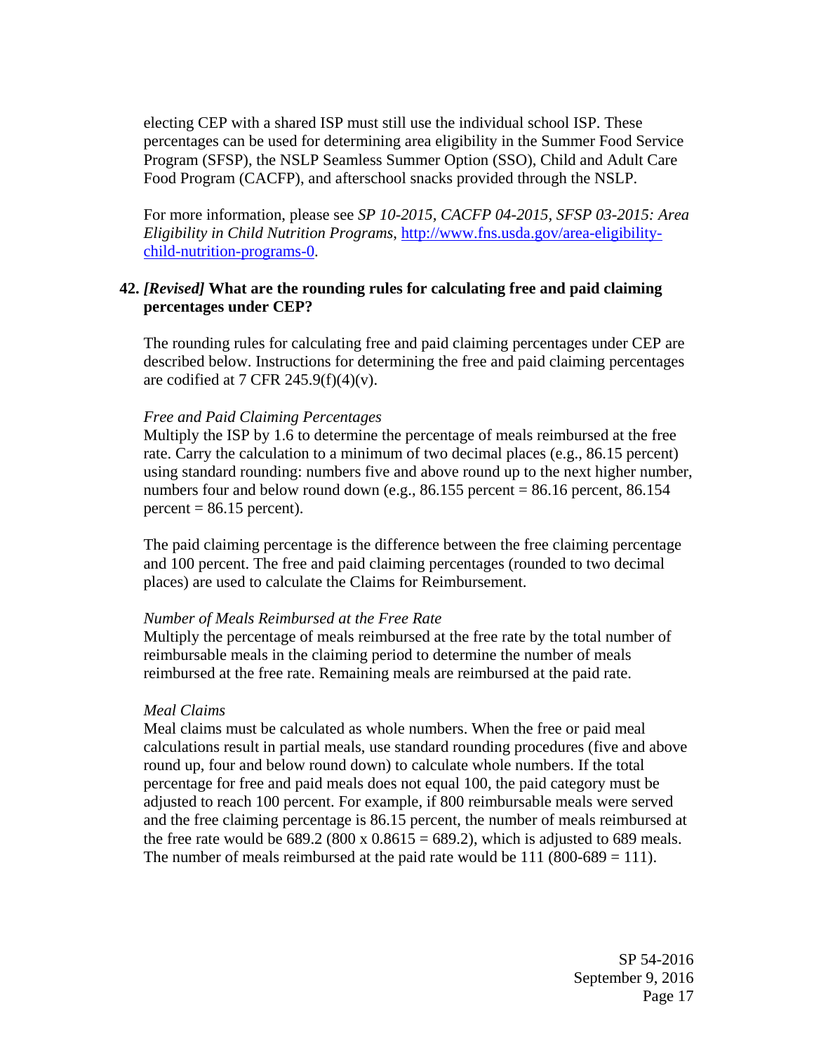electing CEP with a shared ISP must still use the individual school ISP. These percentages can be used for determining area eligibility in the Summer Food Service Program (SFSP), the NSLP Seamless Summer Option (SSO), Child and Adult Care Food Program (CACFP), and afterschool snacks provided through the NSLP.

For more information, please see *SP 10-2015, CACFP 04-2015, SFSP 03-2015: Area Eligibility in Child Nutrition Programs*, [http://www.fns.usda.gov/area-eligibility-child-nutrition-programs-0](http://www.fns.usda.gov/area-eligibility-child-nutrition-programs-0).

**42.** ***[Revised]*** **What are the rounding rules for calculating free and paid claiming percentages under CEP?**

The rounding rules for calculating free and paid claiming percentages under CEP are described below. Instructions for determining the free and paid claiming percentages are codified at 7 CFR 245.9(f)(4)(v).

*Free and Paid Claiming Percentages*
Multiply the ISP by 1.6 to determine the percentage of meals reimbursed at the free rate. Carry the calculation to a minimum of two decimal places (e.g., 86.15 percent) using standard rounding: numbers five and above round up to the next higher number, numbers four and below round down (e.g., 86.155 percent = 86.16 percent, 86.154 percent = 86.15 percent).

The paid claiming percentage is the difference between the free claiming percentage and 100 percent. The free and paid claiming percentages (rounded to two decimal places) are used to calculate the Claims for Reimbursement.

*Number of Meals Reimbursed at the Free Rate*
Multiply the percentage of meals reimbursed at the free rate by the total number of reimbursable meals in the claiming period to determine the number of meals reimbursed at the free rate. Remaining meals are reimbursed at the paid rate.

*Meal Claims*
Meal claims must be calculated as whole numbers. When the free or paid meal calculations result in partial meals, use standard rounding procedures (five and above round up, four and below round down) to calculate whole numbers. If the total percentage for free and paid meals does not equal 100, the paid category must be adjusted to reach 100 percent. For example, if 800 reimbursable meals were served and the free claiming percentage is 86.15 percent, the number of meals reimbursed at the free rate would be 689.2 (800 x 0.8615 = 689.2), which is adjusted to 689 meals. The number of meals reimbursed at the paid rate would be 111 (800-689 = 111).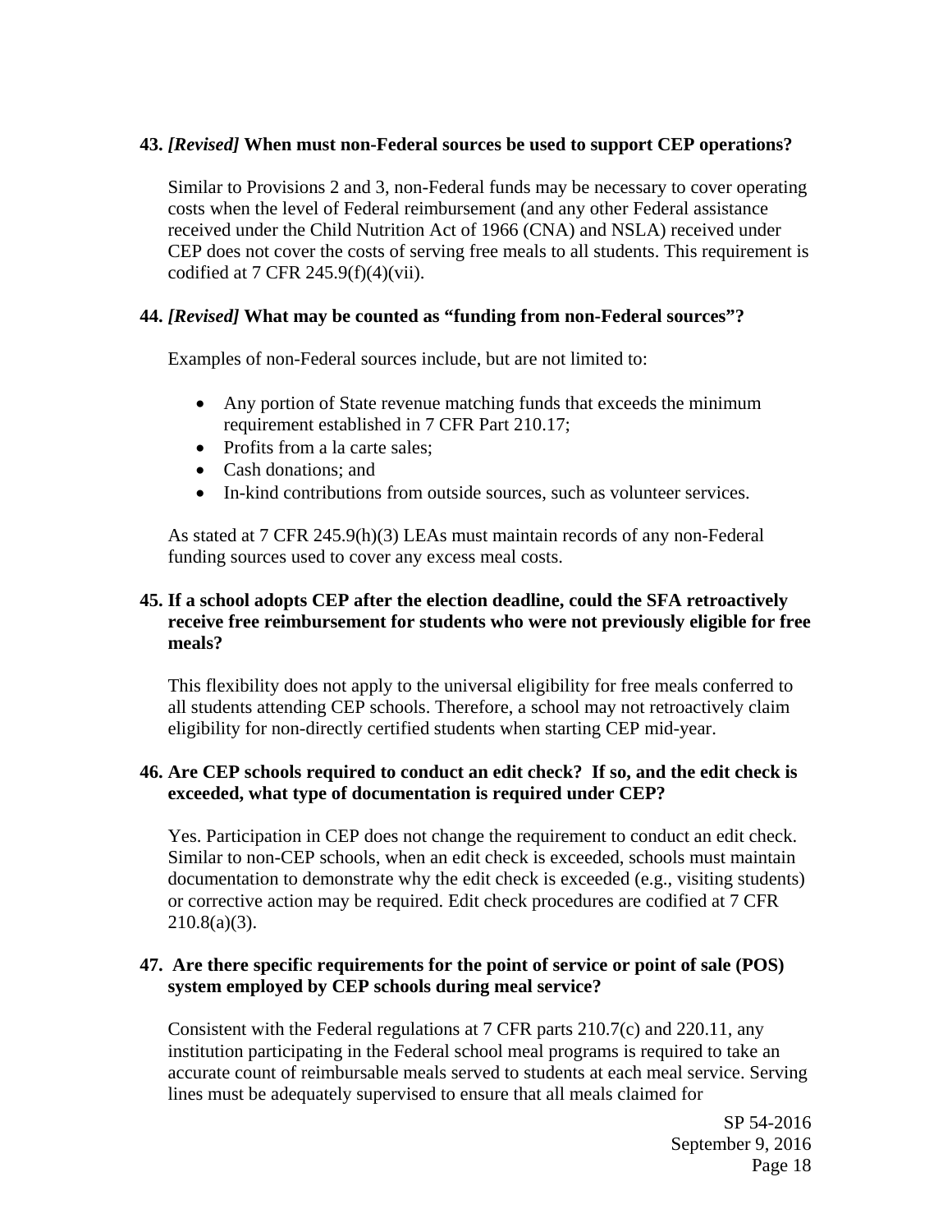**43.** ***[Revised]*** **When must non-Federal sources be used to support CEP operations?**

Similar to Provisions 2 and 3, non-Federal funds may be necessary to cover operating costs when the level of Federal reimbursement (and any other Federal assistance received under the Child Nutrition Act of 1966 (CNA) and NSLA) received under CEP does not cover the costs of serving free meals to all students. This requirement is codified at 7 CFR 245.9(f)(4)(vii).

**44.** ***[Revised]*** **What may be counted as "funding from non-Federal sources"?**

Examples of non-Federal sources include, but are not limited to:

- Any portion of State revenue matching funds that exceeds the minimum requirement established in 7 CFR Part 210.17;
- Profits from a la carte sales;
- Cash donations; and
- In-kind contributions from outside sources, such as volunteer services.

As stated at 7 CFR 245.9(h)(3) LEAs must maintain records of any non-Federal funding sources used to cover any excess meal costs.

**45. If a school adopts CEP after the election deadline, could the SFA retroactively receive free reimbursement for students who were not previously eligible for free meals?**

This flexibility does not apply to the universal eligibility for free meals conferred to all students attending CEP schools. Therefore, a school may not retroactively claim eligibility for non-directly certified students when starting CEP mid-year.

**46. Are CEP schools required to conduct an edit check? If so, and the edit check is exceeded, what type of documentation is required under CEP?**

Yes. Participation in CEP does not change the requirement to conduct an edit check. Similar to non-CEP schools, when an edit check is exceeded, schools must maintain documentation to demonstrate why the edit check is exceeded (e.g., visiting students) or corrective action may be required. Edit check procedures are codified at 7 CFR 210.8(a)(3).

**47. Are there specific requirements for the point of service or point of sale (POS) system employed by CEP schools during meal service?**

Consistent with the Federal regulations at 7 CFR parts 210.7(c) and 220.11, any institution participating in the Federal school meal programs is required to take an accurate count of reimbursable meals served to students at each meal service. Serving lines must be adequately supervised to ensure that all meals claimed for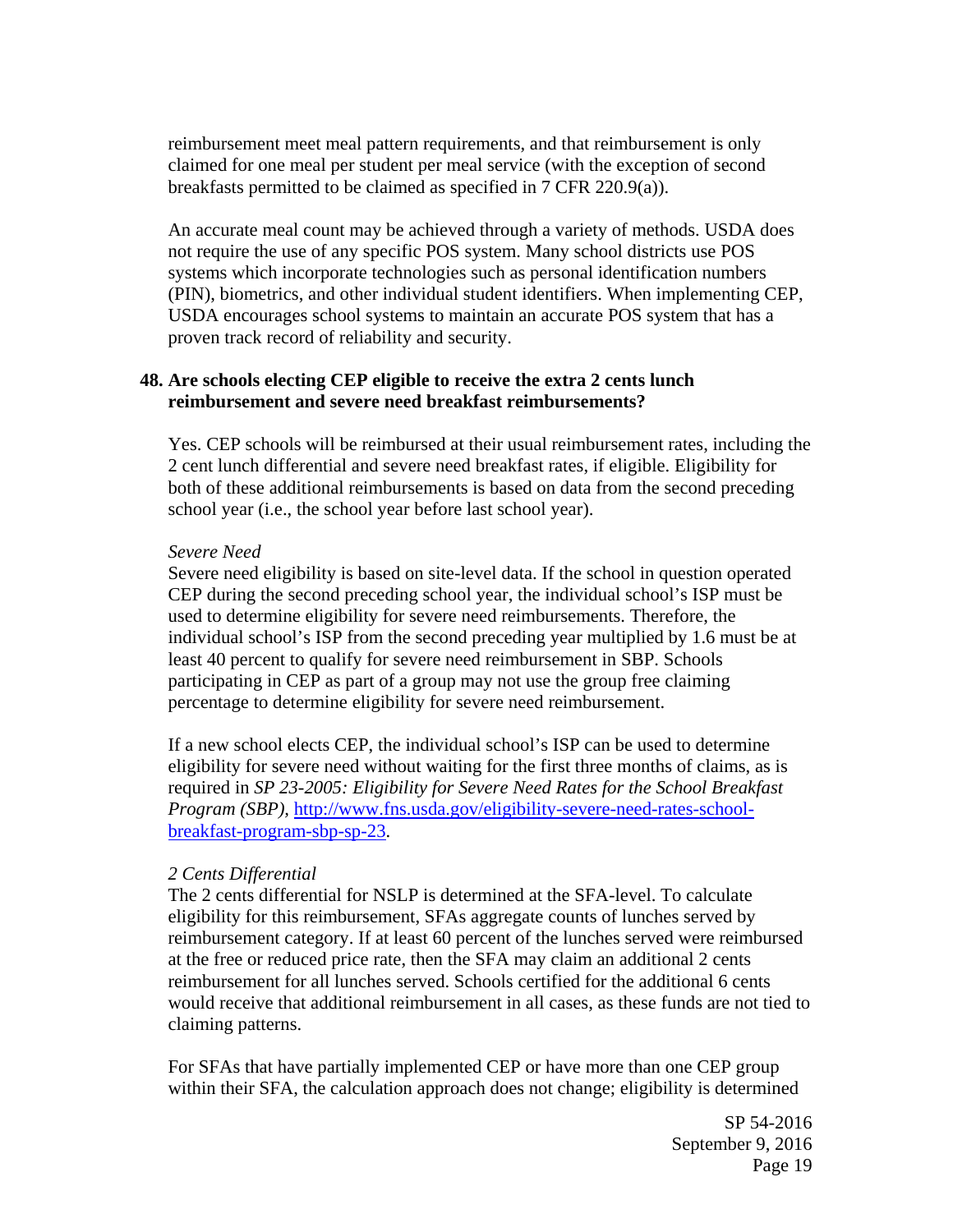reimbursement meet meal pattern requirements, and that reimbursement is only claimed for one meal per student per meal service (with the exception of second breakfasts permitted to be claimed as specified in 7 CFR 220.9(a)).

An accurate meal count may be achieved through a variety of methods. USDA does not require the use of any specific POS system. Many school districts use POS systems which incorporate technologies such as personal identification numbers (PIN), biometrics, and other individual student identifiers. When implementing CEP, USDA encourages school systems to maintain an accurate POS system that has a proven track record of reliability and security.

**48. Are schools electing CEP eligible to receive the extra 2 cents lunch reimbursement and severe need breakfast reimbursements?**

Yes. CEP schools will be reimbursed at their usual reimbursement rates, including the 2 cent lunch differential and severe need breakfast rates, if eligible. Eligibility for both of these additional reimbursements is based on data from the second preceding school year (i.e., the school year before last school year).

*Severe Need*

Severe need eligibility is based on site-level data. If the school in question operated CEP during the second preceding school year, the individual school's ISP must be used to determine eligibility for severe need reimbursements. Therefore, the individual school's ISP from the second preceding year multiplied by 1.6 must be at least 40 percent to qualify for severe need reimbursement in SBP. Schools participating in CEP as part of a group may not use the group free claiming percentage to determine eligibility for severe need reimbursement.

If a new school elects CEP, the individual school's ISP can be used to determine eligibility for severe need without waiting for the first three months of claims, as is required in *SP 23-2005: Eligibility for Severe Need Rates for the School Breakfast Program (SBP)*, [http://www.fns.usda.gov/eligibility-severe-need-rates-school-breakfast-program-sbp-sp-23](http://www.fns.usda.gov/eligibility-severe-need-rates-school-breakfast-program-sbp-sp-23).

*2 Cents Differential*

The 2 cents differential for NSLP is determined at the SFA-level. To calculate eligibility for this reimbursement, SFAs aggregate counts of lunches served by reimbursement category. If at least 60 percent of the lunches served were reimbursed at the free or reduced price rate, then the SFA may claim an additional 2 cents reimbursement for all lunches served. Schools certified for the additional 6 cents would receive that additional reimbursement in all cases, as these funds are not tied to claiming patterns.

For SFAs that have partially implemented CEP or have more than one CEP group within their SFA, the calculation approach does not change; eligibility is determined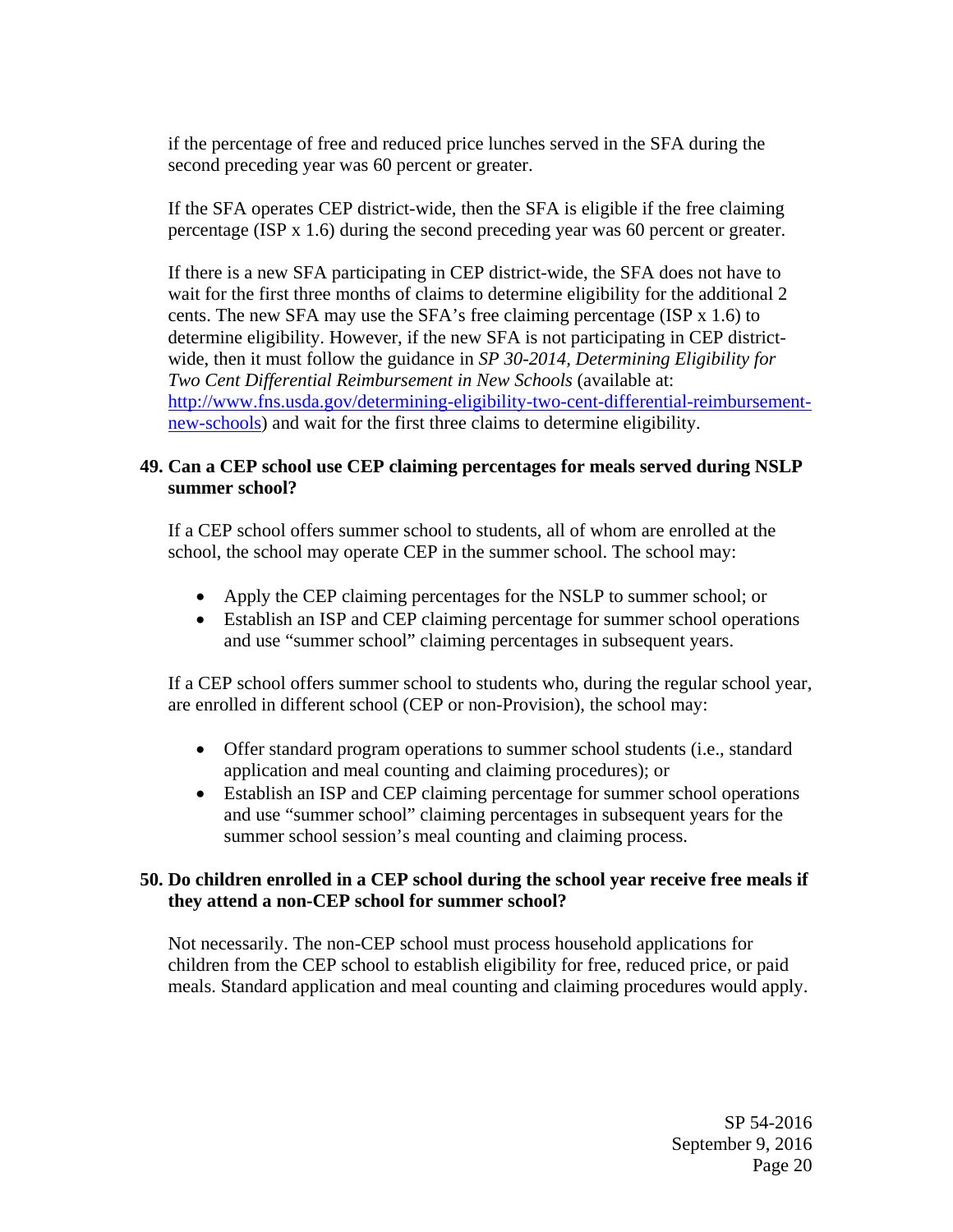if the percentage of free and reduced price lunches served in the SFA during the second preceding year was 60 percent or greater.

If the SFA operates CEP district-wide, then the SFA is eligible if the free claiming percentage (ISP x 1.6) during the second preceding year was 60 percent or greater.

If there is a new SFA participating in CEP district-wide, the SFA does not have to wait for the first three months of claims to determine eligibility for the additional 2 cents. The new SFA may use the SFA's free claiming percentage (ISP x 1.6) to determine eligibility. However, if the new SFA is not participating in CEP district-wide, then it must follow the guidance in *SP 30-2014, Determining Eligibility for Two Cent Differential Reimbursement in New Schools* (available at: [http://www.fns.usda.gov/determining-eligibility-two-cent-differential-reimbursement-new-schools](http://www.fns.usda.gov/determining-eligibility-two-cent-differential-reimbursement-new-schools)) and wait for the first three claims to determine eligibility.

**49. Can a CEP school use CEP claiming percentages for meals served during NSLP summer school?**

If a CEP school offers summer school to students, all of whom are enrolled at the school, the school may operate CEP in the summer school. The school may:

- Apply the CEP claiming percentages for the NSLP to summer school; or
- Establish an ISP and CEP claiming percentage for summer school operations and use "summer school" claiming percentages in subsequent years.

If a CEP school offers summer school to students who, during the regular school year, are enrolled in different school (CEP or non-Provision), the school may:

- Offer standard program operations to summer school students (i.e., standard application and meal counting and claiming procedures); or
- Establish an ISP and CEP claiming percentage for summer school operations and use "summer school" claiming percentages in subsequent years for the summer school session's meal counting and claiming process.

**50. Do children enrolled in a CEP school during the school year receive free meals if they attend a non-CEP school for summer school?**

Not necessarily. The non-CEP school must process household applications for children from the CEP school to establish eligibility for free, reduced price, or paid meals. Standard application and meal counting and claiming procedures would apply.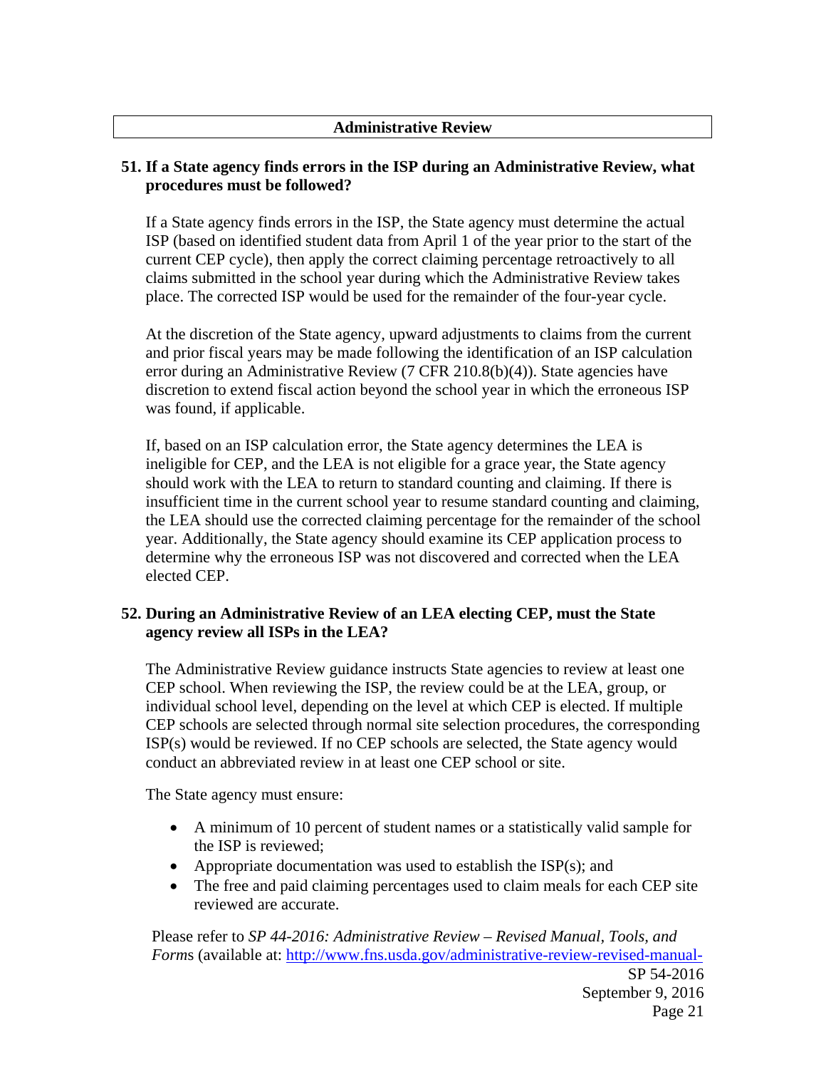## Administrative Review

**51. If a State agency finds errors in the ISP during an Administrative Review, what procedures must be followed?**

If a State agency finds errors in the ISP, the State agency must determine the actual ISP (based on identified student data from April 1 of the year prior to the start of the current CEP cycle), then apply the correct claiming percentage retroactively to all claims submitted in the school year during which the Administrative Review takes place. The corrected ISP would be used for the remainder of the four-year cycle.

At the discretion of the State agency, upward adjustments to claims from the current and prior fiscal years may be made following the identification of an ISP calculation error during an Administrative Review (7 CFR 210.8(b)(4)). State agencies have discretion to extend fiscal action beyond the school year in which the erroneous ISP was found, if applicable.

If, based on an ISP calculation error, the State agency determines the LEA is ineligible for CEP, and the LEA is not eligible for a grace year, the State agency should work with the LEA to return to standard counting and claiming. If there is insufficient time in the current school year to resume standard counting and claiming, the LEA should use the corrected claiming percentage for the remainder of the school year. Additionally, the State agency should examine its CEP application process to determine why the erroneous ISP was not discovered and corrected when the LEA elected CEP.

**52. During an Administrative Review of an LEA electing CEP, must the State agency review all ISPs in the LEA?**

The Administrative Review guidance instructs State agencies to review at least one CEP school. When reviewing the ISP, the review could be at the LEA, group, or individual school level, depending on the level at which CEP is elected. If multiple CEP schools are selected through normal site selection procedures, the corresponding ISP(s) would be reviewed. If no CEP schools are selected, the State agency would conduct an abbreviated review in at least one CEP school or site.

The State agency must ensure:

- A minimum of 10 percent of student names or a statistically valid sample for the ISP is reviewed;
- Appropriate documentation was used to establish the ISP(s); and
- The free and paid claiming percentages used to claim meals for each CEP site reviewed are accurate.

Please refer to *SP 44-2016: Administrative Review – Revised Manual, Tools, and Forms* (available at: http://www.fns.usda.gov/administrative-review-revised-manual-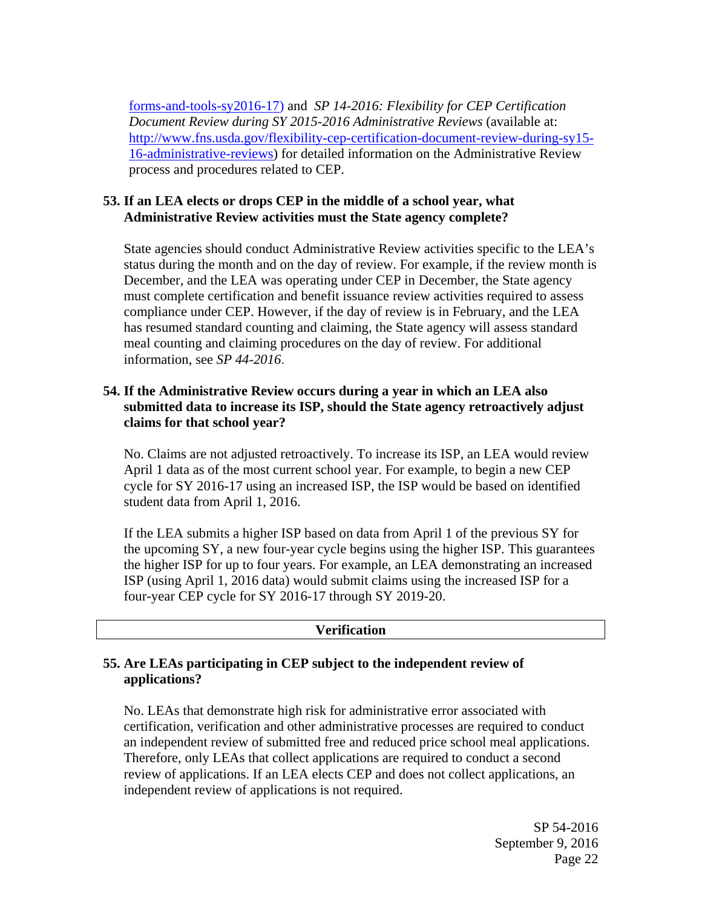[forms-and-tools-sy2016-17)](forms-and-tools-sy2016-17) and *SP 14-2016: Flexibility for CEP Certification Document Review during SY 2015-2016 Administrative Reviews* (available at: [http://www.fns.usda.gov/flexibility-cep-certification-document-review-during-sy15-16-administrative-reviews](http://www.fns.usda.gov/flexibility-cep-certification-document-review-during-sy15-16-administrative-reviews)) for detailed information on the Administrative Review process and procedures related to CEP.

**53. If an LEA elects or drops CEP in the middle of a school year, what Administrative Review activities must the State agency complete?**

State agencies should conduct Administrative Review activities specific to the LEA's status during the month and on the day of review. For example, if the review month is December, and the LEA was operating under CEP in December, the State agency must complete certification and benefit issuance review activities required to assess compliance under CEP. However, if the day of review is in February, and the LEA has resumed standard counting and claiming, the State agency will assess standard meal counting and claiming procedures on the day of review. For additional information, see *SP 44-2016*.

**54. If the Administrative Review occurs during a year in which an LEA also submitted data to increase its ISP, should the State agency retroactively adjust claims for that school year?**

No. Claims are not adjusted retroactively. To increase its ISP, an LEA would review April 1 data as of the most current school year. For example, to begin a new CEP cycle for SY 2016-17 using an increased ISP, the ISP would be based on identified student data from April 1, 2016.

If the LEA submits a higher ISP based on data from April 1 of the previous SY for the upcoming SY, a new four-year cycle begins using the higher ISP. This guarantees the higher ISP for up to four years. For example, an LEA demonstrating an increased ISP (using April 1, 2016 data) would submit claims using the increased ISP for a four-year CEP cycle for SY 2016-17 through SY 2019-20.

## Verification

**55. Are LEAs participating in CEP subject to the independent review of applications?**

No. LEAs that demonstrate high risk for administrative error associated with certification, verification and other administrative processes are required to conduct an independent review of submitted free and reduced price school meal applications. Therefore, only LEAs that collect applications are required to conduct a second review of applications. If an LEA elects CEP and does not collect applications, an independent review of applications is not required.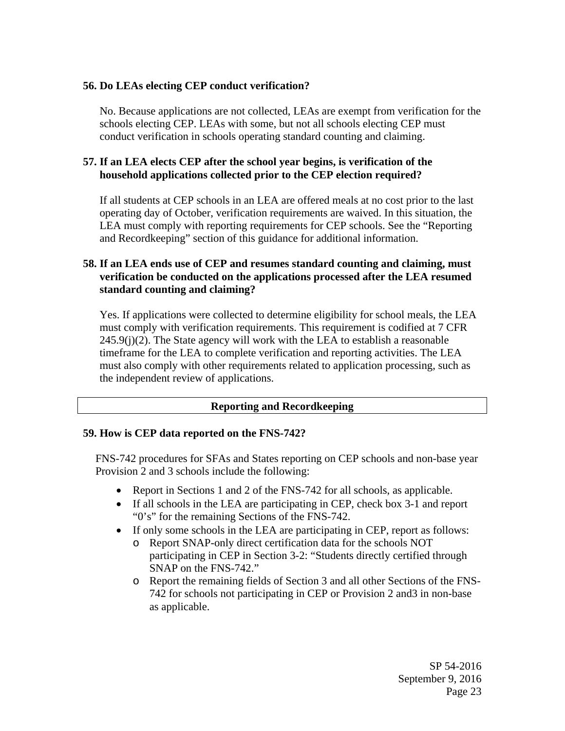**56. Do LEAs electing CEP conduct verification?**

No. Because applications are not collected, LEAs are exempt from verification for the schools electing CEP. LEAs with some, but not all schools electing CEP must conduct verification in schools operating standard counting and claiming.

**57. If an LEA elects CEP after the school year begins, is verification of the household applications collected prior to the CEP election required?**

If all students at CEP schools in an LEA are offered meals at no cost prior to the last operating day of October, verification requirements are waived. In this situation, the LEA must comply with reporting requirements for CEP schools. See the "Reporting and Recordkeeping" section of this guidance for additional information.

**58. If an LEA ends use of CEP and resumes standard counting and claiming, must verification be conducted on the applications processed after the LEA resumed standard counting and claiming?**

Yes. If applications were collected to determine eligibility for school meals, the LEA must comply with verification requirements. This requirement is codified at 7 CFR 245.9(j)(2). The State agency will work with the LEA to establish a reasonable timeframe for the LEA to complete verification and reporting activities. The LEA must also comply with other requirements related to application processing, such as the independent review of applications.

## Reporting and Recordkeeping

**59. How is CEP data reported on the FNS-742?**

FNS-742 procedures for SFAs and States reporting on CEP schools and non-base year Provision 2 and 3 schools include the following:

- Report in Sections 1 and 2 of the FNS-742 for all schools, as applicable.
- If all schools in the LEA are participating in CEP, check box 3-1 and report "0's" for the remaining Sections of the FNS-742.
- If only some schools in the LEA are participating in CEP, report as follows:
  - Report SNAP-only direct certification data for the schools NOT participating in CEP in Section 3-2: "Students directly certified through SNAP on the FNS-742."
  - Report the remaining fields of Section 3 and all other Sections of the FNS-742 for schools not participating in CEP or Provision 2 and3 in non-base as applicable.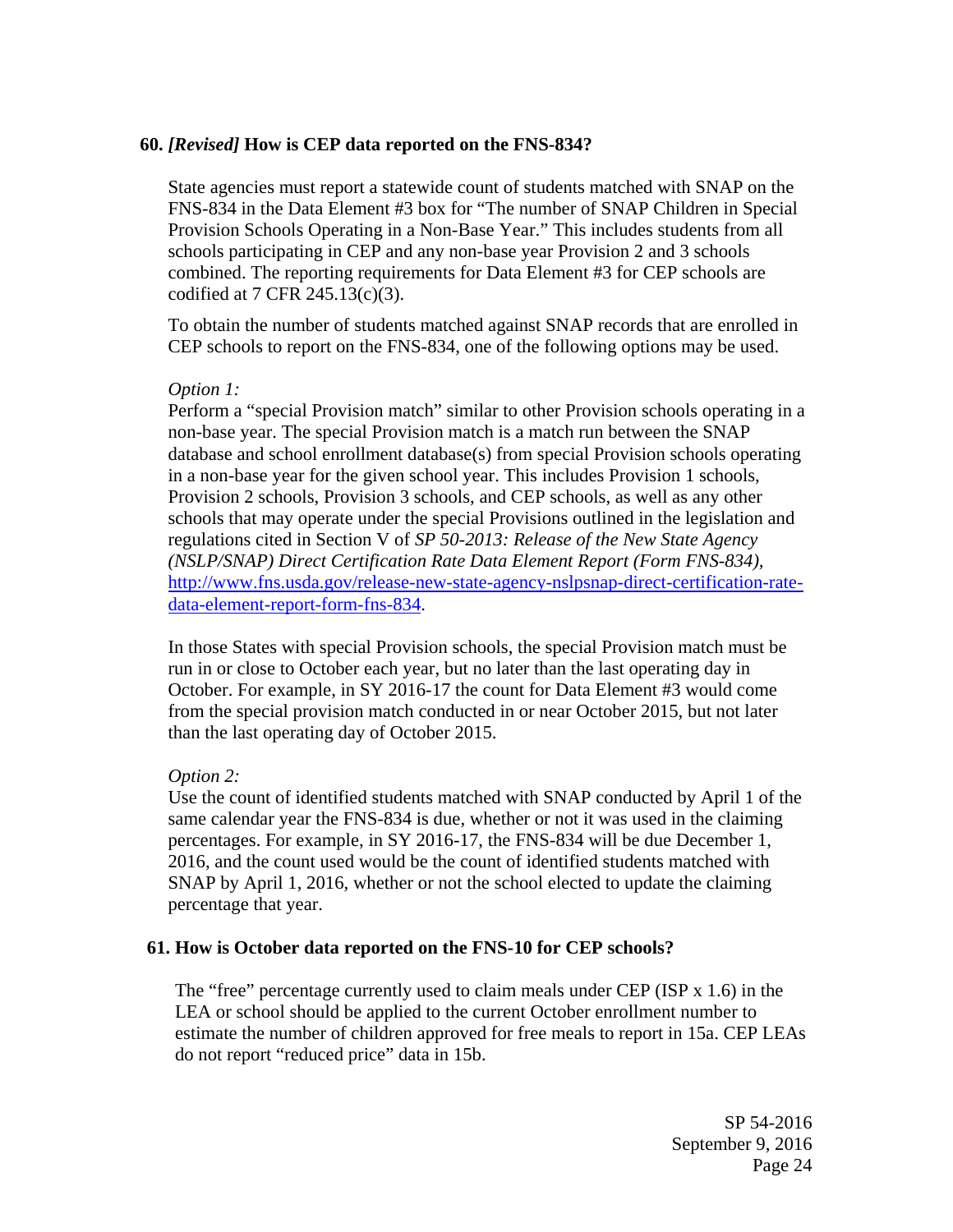**60. *[Revised]* How is CEP data reported on the FNS-834?**

State agencies must report a statewide count of students matched with SNAP on the FNS-834 in the Data Element #3 box for "The number of SNAP Children in Special Provision Schools Operating in a Non-Base Year." This includes students from all schools participating in CEP and any non-base year Provision 2 and 3 schools combined. The reporting requirements for Data Element #3 for CEP schools are codified at 7 CFR 245.13(c)(3).

To obtain the number of students matched against SNAP records that are enrolled in CEP schools to report on the FNS-834, one of the following options may be used.

*Option 1:*
Perform a "special Provision match" similar to other Provision schools operating in a non-base year. The special Provision match is a match run between the SNAP database and school enrollment database(s) from special Provision schools operating in a non-base year for the given school year. This includes Provision 1 schools, Provision 2 schools, Provision 3 schools, and CEP schools, as well as any other schools that may operate under the special Provisions outlined in the legislation and regulations cited in Section V of *SP 50-2013: Release of the New State Agency (NSLP/SNAP) Direct Certification Rate Data Element Report (Form FNS-834)*, [http://www.fns.usda.gov/release-new-state-agency-nslpsnap-direct-certification-rate-data-element-report-form-fns-834](http://www.fns.usda.gov/release-new-state-agency-nslpsnap-direct-certification-rate-data-element-report-form-fns-834).

In those States with special Provision schools, the special Provision match must be run in or close to October each year, but no later than the last operating day in October. For example, in SY 2016-17 the count for Data Element #3 would come from the special provision match conducted in or near October 2015, but not later than the last operating day of October 2015.

*Option 2:*
Use the count of identified students matched with SNAP conducted by April 1 of the same calendar year the FNS-834 is due, whether or not it was used in the claiming percentages. For example, in SY 2016-17, the FNS-834 will be due December 1, 2016, and the count used would be the count of identified students matched with SNAP by April 1, 2016, whether or not the school elected to update the claiming percentage that year.

**61. How is October data reported on the FNS-10 for CEP schools?**

The "free" percentage currently used to claim meals under CEP (ISP x 1.6) in the LEA or school should be applied to the current October enrollment number to estimate the number of children approved for free meals to report in 15a. CEP LEAs do not report "reduced price" data in 15b.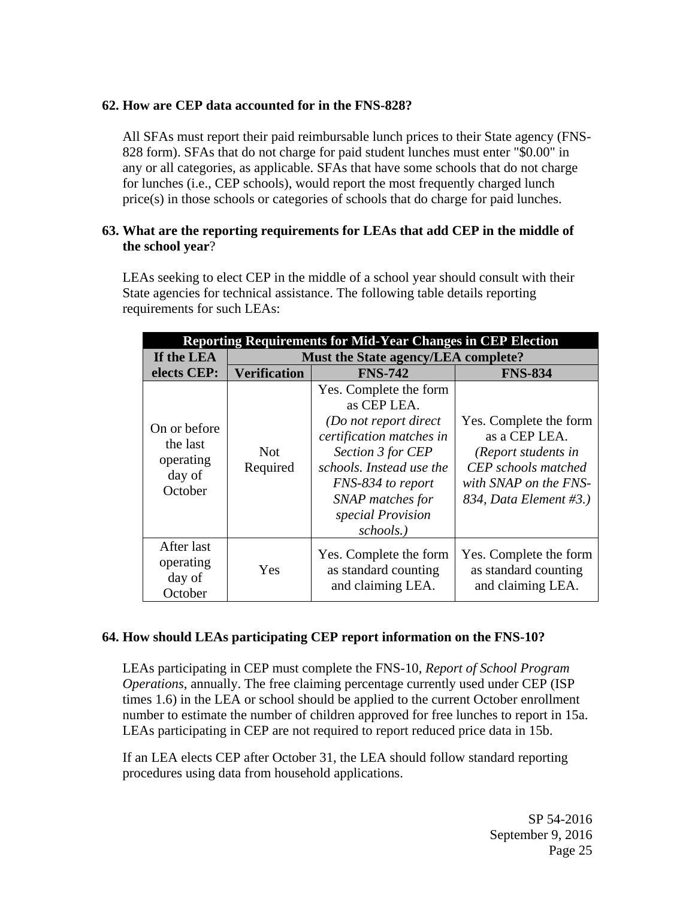**62. How are CEP data accounted for in the FNS-828?**

All SFAs must report their paid reimbursable lunch prices to their State agency (FNS-828 form). SFAs that do not charge for paid student lunches must enter "$0.00" in any or all categories, as applicable. SFAs that have some schools that do not charge for lunches (i.e., CEP schools), would report the most frequently charged lunch price(s) in those schools or categories of schools that do charge for paid lunches.

**63. What are the reporting requirements for LEAs that add CEP in the middle of the school year?**

LEAs seeking to elect CEP in the middle of a school year should consult with their State agencies for technical assistance. The following table details reporting requirements for such LEAs:

| **Reporting Requirements for Mid-Year Changes in CEP Election** | | | |
|---|---|---|---|
| **If the LEA elects CEP:** | **Must the State agency/LEA complete?** | | |
| | **Verification** | **FNS-742** | **FNS-834** |
| On or before the last operating day of October | Not Required | Yes. Complete the form as CEP LEA. *(Do not report direct certification matches in Section 3 for CEP schools. Instead use the FNS-834 to report SNAP matches for special Provision schools.)* | Yes. Complete the form as a CEP LEA. *(Report students in CEP schools matched with SNAP on the FNS-834, Data Element #3.)* |
| After last operating day of October | Yes | Yes. Complete the form as standard counting and claiming LEA. | Yes. Complete the form as standard counting and claiming LEA. |

**64. How should LEAs participating CEP report information on the FNS-10?**

LEAs participating in CEP must complete the FNS-10, *Report of School Program Operations*, annually. The free claiming percentage currently used under CEP (ISP times 1.6) in the LEA or school should be applied to the current October enrollment number to estimate the number of children approved for free lunches to report in 15a. LEAs participating in CEP are not required to report reduced price data in 15b.

If an LEA elects CEP after October 31, the LEA should follow standard reporting procedures using data from household applications.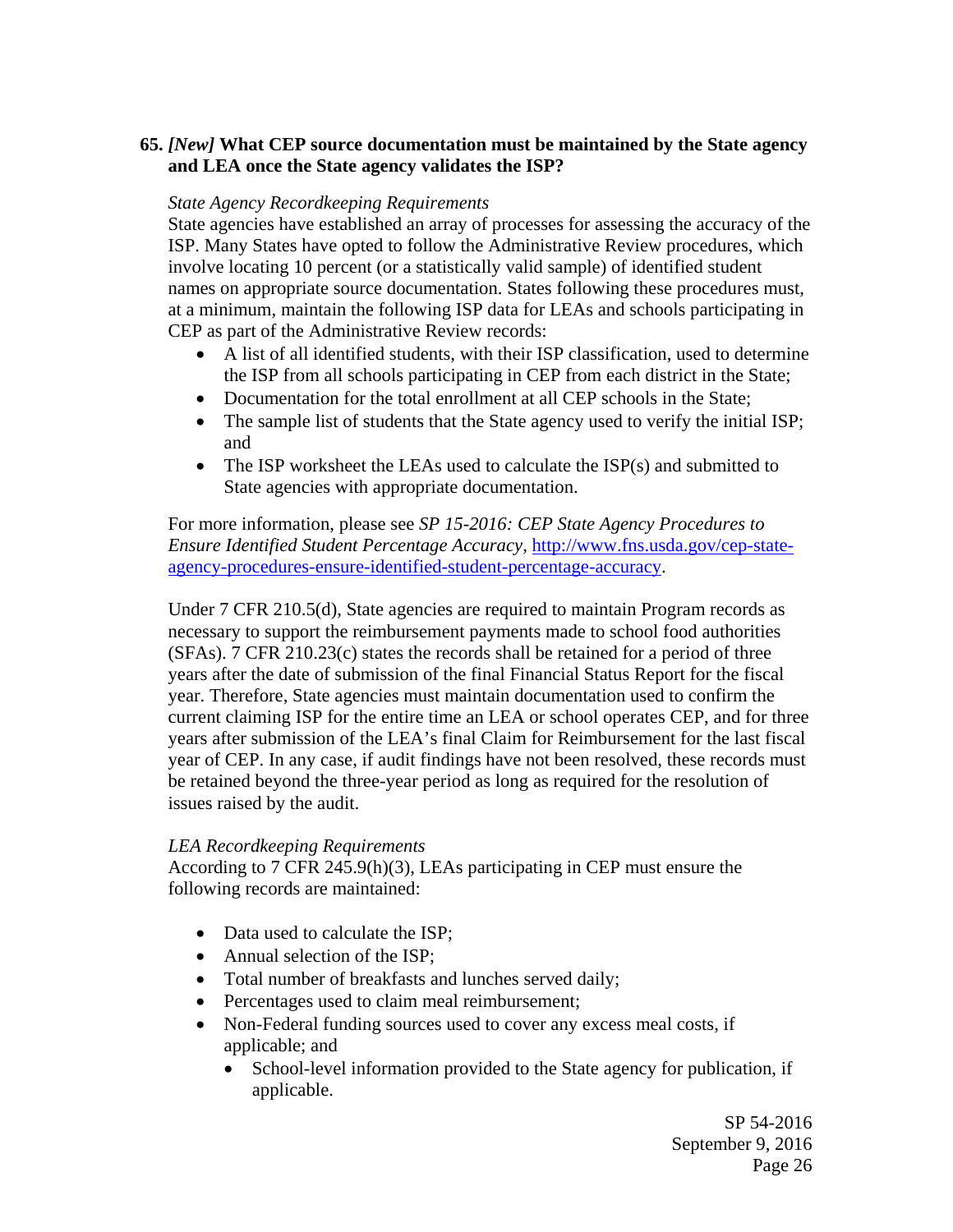**65.** ***[New]*** **What CEP source documentation must be maintained by the State agency and LEA once the State agency validates the ISP?**

*State Agency Recordkeeping Requirements*

State agencies have established an array of processes for assessing the accuracy of the ISP. Many States have opted to follow the Administrative Review procedures, which involve locating 10 percent (or a statistically valid sample) of identified student names on appropriate source documentation. States following these procedures must, at a minimum, maintain the following ISP data for LEAs and schools participating in CEP as part of the Administrative Review records:

- A list of all identified students, with their ISP classification, used to determine the ISP from all schools participating in CEP from each district in the State;
- Documentation for the total enrollment at all CEP schools in the State;
- The sample list of students that the State agency used to verify the initial ISP; and
- The ISP worksheet the LEAs used to calculate the ISP(s) and submitted to State agencies with appropriate documentation.

For more information, please see *SP 15-2016: CEP State Agency Procedures to Ensure Identified Student Percentage Accuracy*, [http://www.fns.usda.gov/cep-state-agency-procedures-ensure-identified-student-percentage-accuracy](http://www.fns.usda.gov/cep-state-agency-procedures-ensure-identified-student-percentage-accuracy).

Under 7 CFR 210.5(d), State agencies are required to maintain Program records as necessary to support the reimbursement payments made to school food authorities (SFAs). 7 CFR 210.23(c) states the records shall be retained for a period of three years after the date of submission of the final Financial Status Report for the fiscal year. Therefore, State agencies must maintain documentation used to confirm the current claiming ISP for the entire time an LEA or school operates CEP, and for three years after submission of the LEA's final Claim for Reimbursement for the last fiscal year of CEP. In any case, if audit findings have not been resolved, these records must be retained beyond the three-year period as long as required for the resolution of issues raised by the audit.

*LEA Recordkeeping Requirements*

According to 7 CFR 245.9(h)(3), LEAs participating in CEP must ensure the following records are maintained:

- Data used to calculate the ISP;
- Annual selection of the ISP;
- Total number of breakfasts and lunches served daily;
- Percentages used to claim meal reimbursement;
- Non-Federal funding sources used to cover any excess meal costs, if applicable; and
  - School-level information provided to the State agency for publication, if applicable.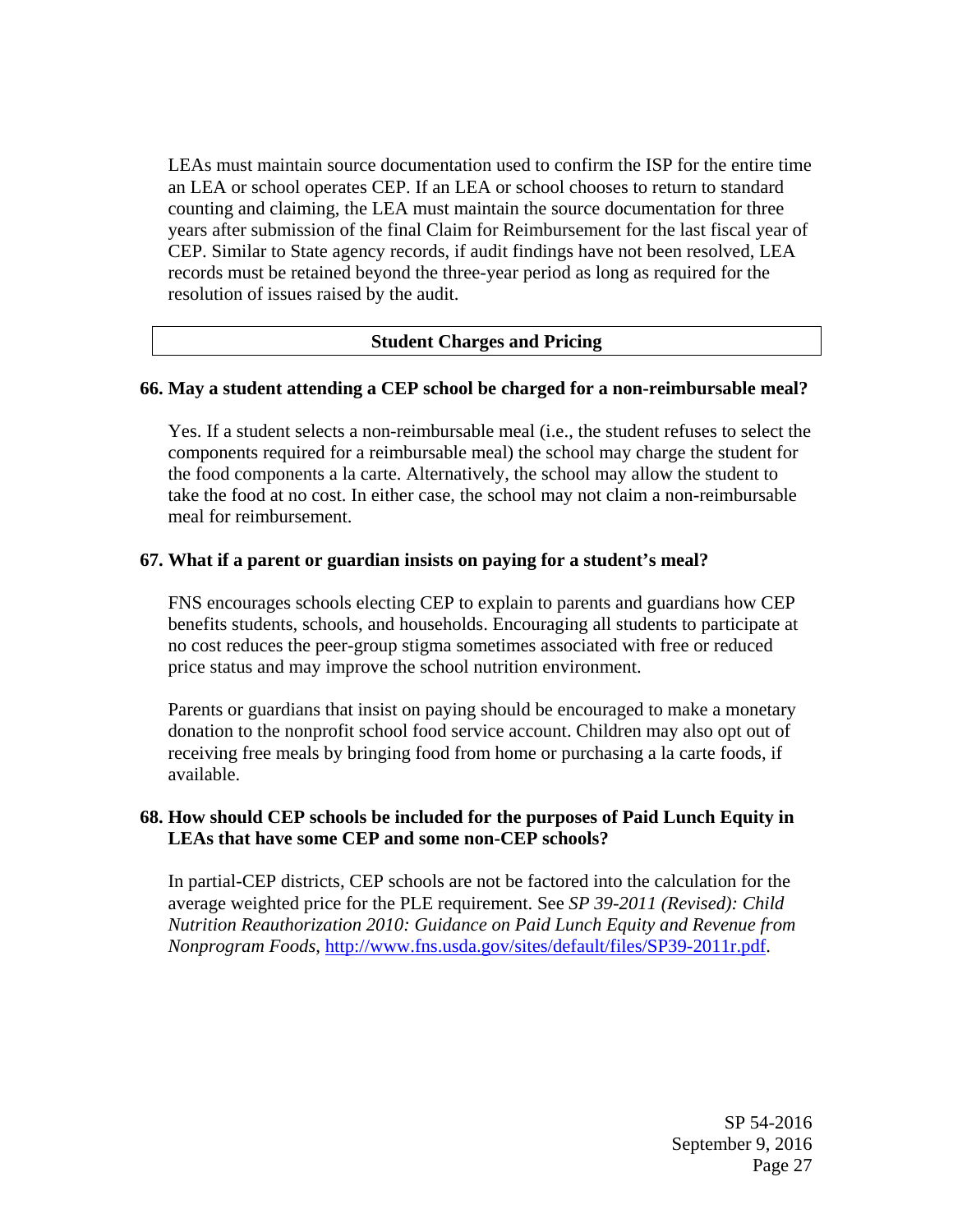LEAs must maintain source documentation used to confirm the ISP for the entire time an LEA or school operates CEP. If an LEA or school chooses to return to standard counting and claiming, the LEA must maintain the source documentation for three years after submission of the final Claim for Reimbursement for the last fiscal year of CEP. Similar to State agency records, if audit findings have not been resolved, LEA records must be retained beyond the three-year period as long as required for the resolution of issues raised by the audit.

## Student Charges and Pricing

**66. May a student attending a CEP school be charged for a non-reimbursable meal?**

Yes. If a student selects a non-reimbursable meal (i.e., the student refuses to select the components required for a reimbursable meal) the school may charge the student for the food components a la carte. Alternatively, the school may allow the student to take the food at no cost. In either case, the school may not claim a non-reimbursable meal for reimbursement.

**67. What if a parent or guardian insists on paying for a student's meal?**

FNS encourages schools electing CEP to explain to parents and guardians how CEP benefits students, schools, and households. Encouraging all students to participate at no cost reduces the peer-group stigma sometimes associated with free or reduced price status and may improve the school nutrition environment.

Parents or guardians that insist on paying should be encouraged to make a monetary donation to the nonprofit school food service account. Children may also opt out of receiving free meals by bringing food from home or purchasing a la carte foods, if available.

**68. How should CEP schools be included for the purposes of Paid Lunch Equity in LEAs that have some CEP and some non-CEP schools?**

In partial-CEP districts, CEP schools are not be factored into the calculation for the average weighted price for the PLE requirement. See *SP 39-2011 (Revised): Child Nutrition Reauthorization 2010: Guidance on Paid Lunch Equity and Revenue from Nonprogram Foods*, http://www.fns.usda.gov/sites/default/files/SP39-2011r.pdf.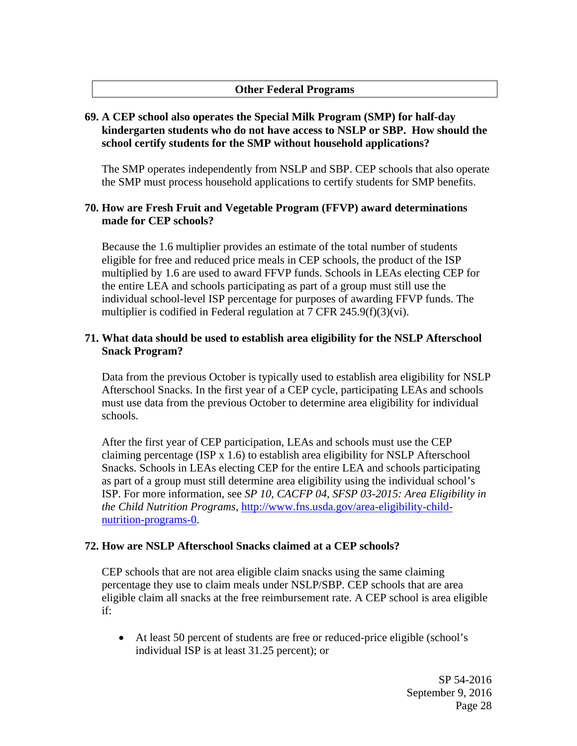## Other Federal Programs

**69. A CEP school also operates the Special Milk Program (SMP) for half-day kindergarten students who do not have access to NSLP or SBP. How should the school certify students for the SMP without household applications?**

The SMP operates independently from NSLP and SBP. CEP schools that also operate the SMP must process household applications to certify students for SMP benefits.

**70. How are Fresh Fruit and Vegetable Program (FFVP) award determinations made for CEP schools?**

Because the 1.6 multiplier provides an estimate of the total number of students eligible for free and reduced price meals in CEP schools, the product of the ISP multiplied by 1.6 are used to award FFVP funds. Schools in LEAs electing CEP for the entire LEA and schools participating as part of a group must still use the individual school-level ISP percentage for purposes of awarding FFVP funds. The multiplier is codified in Federal regulation at 7 CFR 245.9(f)(3)(vi).

**71. What data should be used to establish area eligibility for the NSLP Afterschool Snack Program?**

Data from the previous October is typically used to establish area eligibility for NSLP Afterschool Snacks. In the first year of a CEP cycle, participating LEAs and schools must use data from the previous October to determine area eligibility for individual schools.

After the first year of CEP participation, LEAs and schools must use the CEP claiming percentage (ISP x 1.6) to establish area eligibility for NSLP Afterschool Snacks. Schools in LEAs electing CEP for the entire LEA and schools participating as part of a group must still determine area eligibility using the individual school's ISP. For more information, see *SP 10, CACFP 04, SFSP 03-2015: Area Eligibility in the Child Nutrition Programs*, http://www.fns.usda.gov/area-eligibility-child-nutrition-programs-0.

**72. How are NSLP Afterschool Snacks claimed at a CEP schools?**

CEP schools that are not area eligible claim snacks using the same claiming percentage they use to claim meals under NSLP/SBP. CEP schools that are area eligible claim all snacks at the free reimbursement rate. A CEP school is area eligible if:

- At least 50 percent of students are free or reduced-price eligible (school's individual ISP is at least 31.25 percent); or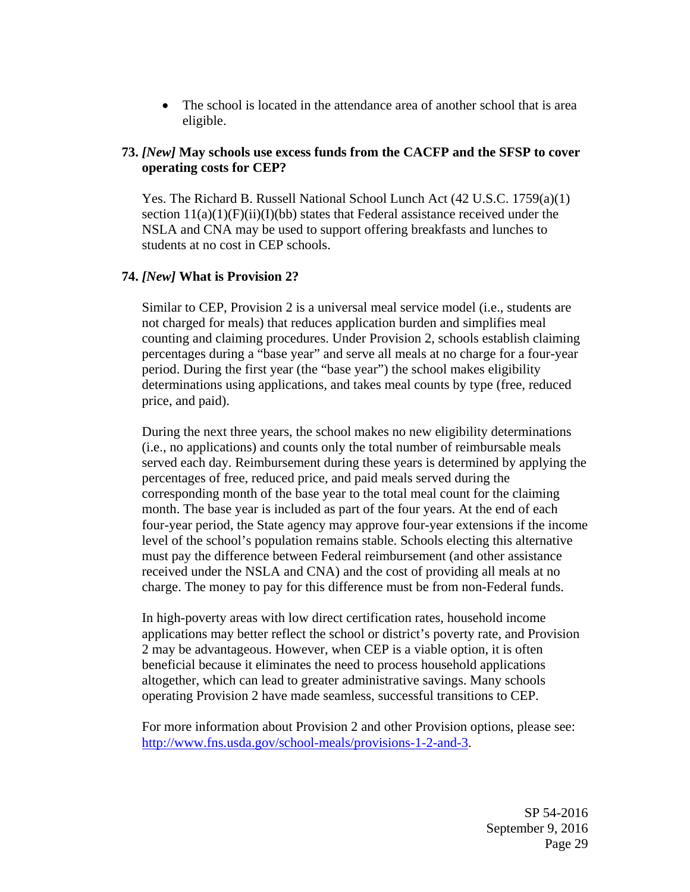- The school is located in the attendance area of another school that is area eligible.

**73.** ***[New]*** **May schools use excess funds from the CACFP and the SFSP to cover operating costs for CEP?**

Yes. The Richard B. Russell National School Lunch Act (42 U.S.C. 1759(a)(1) section 11(a)(1)(F)(ii)(I)(bb) states that Federal assistance received under the NSLA and CNA may be used to support offering breakfasts and lunches to students at no cost in CEP schools.

**74.** ***[New]*** **What is Provision 2?**

Similar to CEP, Provision 2 is a universal meal service model (i.e., students are not charged for meals) that reduces application burden and simplifies meal counting and claiming procedures. Under Provision 2, schools establish claiming percentages during a "base year" and serve all meals at no charge for a four-year period. During the first year (the "base year") the school makes eligibility determinations using applications, and takes meal counts by type (free, reduced price, and paid).

During the next three years, the school makes no new eligibility determinations (i.e., no applications) and counts only the total number of reimbursable meals served each day. Reimbursement during these years is determined by applying the percentages of free, reduced price, and paid meals served during the corresponding month of the base year to the total meal count for the claiming month. The base year is included as part of the four years. At the end of each four-year period, the State agency may approve four-year extensions if the income level of the school's population remains stable. Schools electing this alternative must pay the difference between Federal reimbursement (and other assistance received under the NSLA and CNA) and the cost of providing all meals at no charge. The money to pay for this difference must be from non-Federal funds.

In high-poverty areas with low direct certification rates, household income applications may better reflect the school or district's poverty rate, and Provision 2 may be advantageous. However, when CEP is a viable option, it is often beneficial because it eliminates the need to process household applications altogether, which can lead to greater administrative savings. Many schools operating Provision 2 have made seamless, successful transitions to CEP.

For more information about Provision 2 and other Provision options, please see: [http://www.fns.usda.gov/school-meals/provisions-1-2-and-3](http://www.fns.usda.gov/school-meals/provisions-1-2-and-3).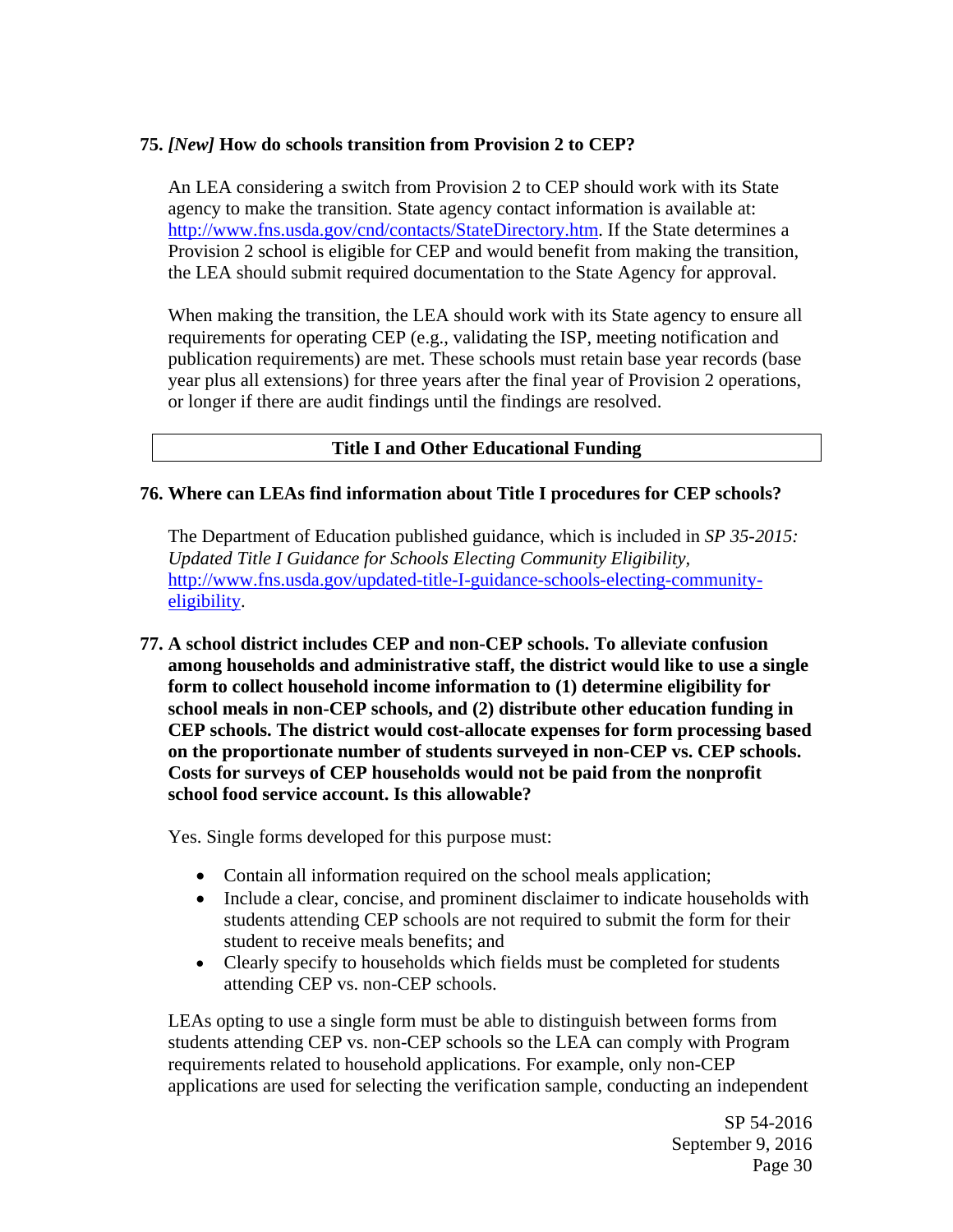**75. *[New]* How do schools transition from Provision 2 to CEP?**

An LEA considering a switch from Provision 2 to CEP should work with its State agency to make the transition. State agency contact information is available at: http://www.fns.usda.gov/cnd/contacts/StateDirectory.htm. If the State determines a Provision 2 school is eligible for CEP and would benefit from making the transition, the LEA should submit required documentation to the State Agency for approval.

When making the transition, the LEA should work with its State agency to ensure all requirements for operating CEP (e.g., validating the ISP, meeting notification and publication requirements) are met. These schools must retain base year records (base year plus all extensions) for three years after the final year of Provision 2 operations, or longer if there are audit findings until the findings are resolved.

## Title I and Other Educational Funding

**76. Where can LEAs find information about Title I procedures for CEP schools?**

The Department of Education published guidance, which is included in *SP 35-2015: Updated Title I Guidance for Schools Electing Community Eligibility*, http://www.fns.usda.gov/updated-title-I-guidance-schools-electing-community-eligibility.

**77. A school district includes CEP and non-CEP schools. To alleviate confusion among households and administrative staff, the district would like to use a single form to collect household income information to (1) determine eligibility for school meals in non-CEP schools, and (2) distribute other education funding in CEP schools. The district would cost-allocate expenses for form processing based on the proportionate number of students surveyed in non-CEP vs. CEP schools. Costs for surveys of CEP households would not be paid from the nonprofit school food service account. Is this allowable?**

Yes. Single forms developed for this purpose must:

- Contain all information required on the school meals application;
- Include a clear, concise, and prominent disclaimer to indicate households with students attending CEP schools are not required to submit the form for their student to receive meals benefits; and
- Clearly specify to households which fields must be completed for students attending CEP vs. non-CEP schools.

LEAs opting to use a single form must be able to distinguish between forms from students attending CEP vs. non-CEP schools so the LEA can comply with Program requirements related to household applications. For example, only non-CEP applications are used for selecting the verification sample, conducting an independent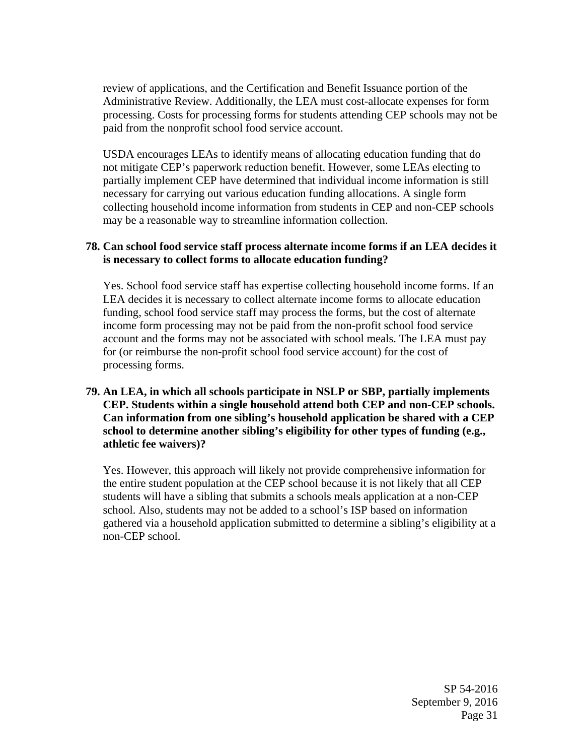review of applications, and the Certification and Benefit Issuance portion of the Administrative Review. Additionally, the LEA must cost-allocate expenses for form processing. Costs for processing forms for students attending CEP schools may not be paid from the nonprofit school food service account.

USDA encourages LEAs to identify means of allocating education funding that do not mitigate CEP's paperwork reduction benefit. However, some LEAs electing to partially implement CEP have determined that individual income information is still necessary for carrying out various education funding allocations. A single form collecting household income information from students in CEP and non-CEP schools may be a reasonable way to streamline information collection.

**78. Can school food service staff process alternate income forms if an LEA decides it is necessary to collect forms to allocate education funding?**

Yes. School food service staff has expertise collecting household income forms. If an LEA decides it is necessary to collect alternate income forms to allocate education funding, school food service staff may process the forms, but the cost of alternate income form processing may not be paid from the non-profit school food service account and the forms may not be associated with school meals. The LEA must pay for (or reimburse the non-profit school food service account) for the cost of processing forms.

**79. An LEA, in which all schools participate in NSLP or SBP, partially implements CEP. Students within a single household attend both CEP and non-CEP schools. Can information from one sibling's household application be shared with a CEP school to determine another sibling's eligibility for other types of funding (e.g., athletic fee waivers)?**

Yes. However, this approach will likely not provide comprehensive information for the entire student population at the CEP school because it is not likely that all CEP students will have a sibling that submits a schools meals application at a non-CEP school. Also, students may not be added to a school's ISP based on information gathered via a household application submitted to determine a sibling's eligibility at a non-CEP school.